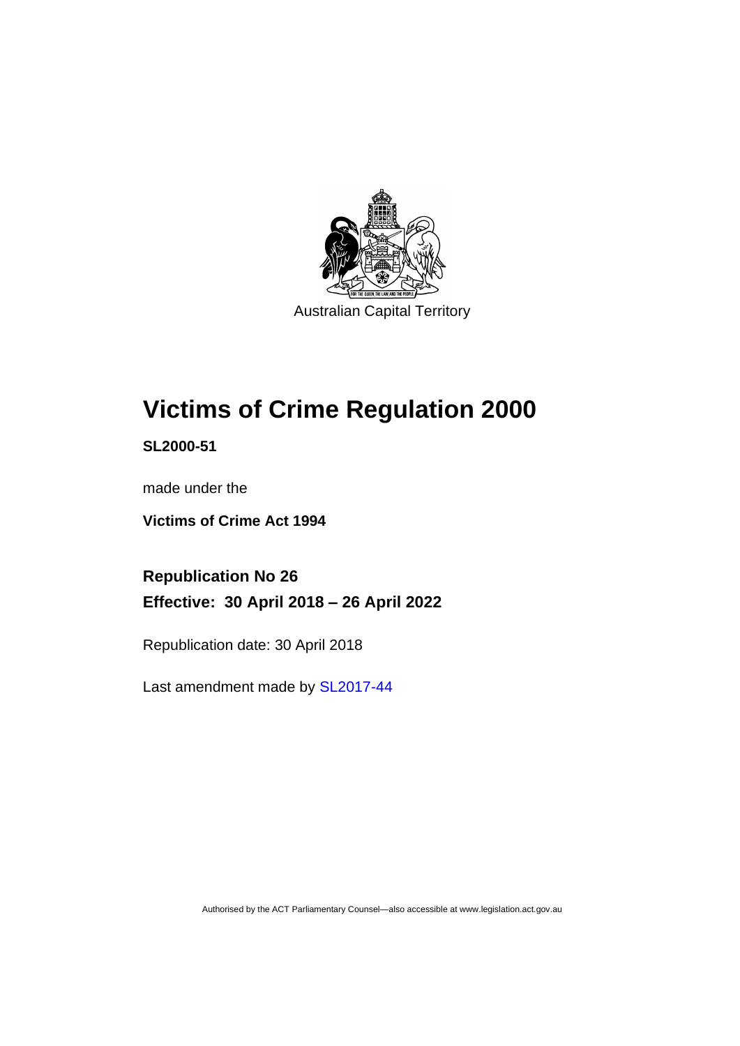Australian Capital Territory

# Victims of Crime Regulation 2000

**SL2000-51**

made under the

**Victims of Crime Act 1994**

## Republication No 26

## Effective: 30 April 2018 – 26 April 2022

Republication date: 30 April 2018

Last amendment made by SL2017-44

Authorised by the ACT Parliamentary Counsel—also accessible at www.legislation.act.gov.au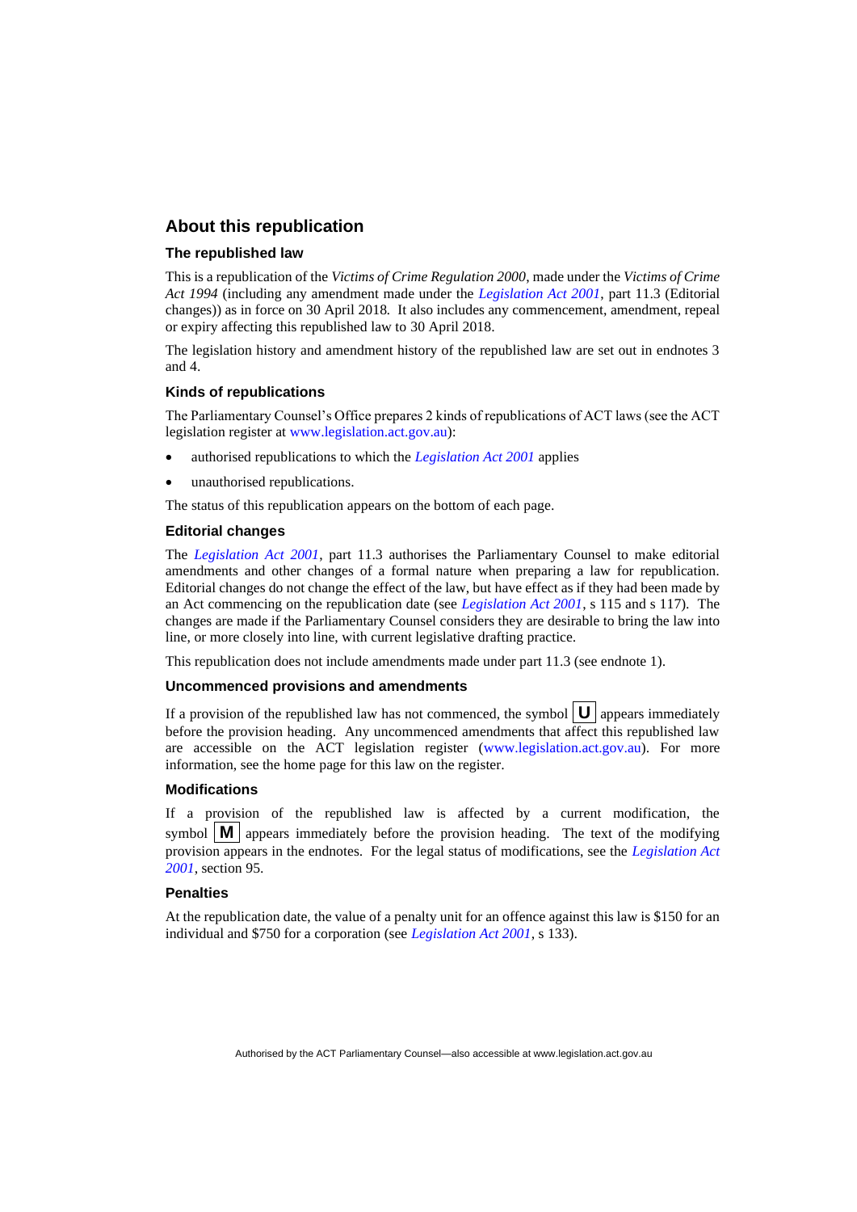## About this republication

### The republished law

This is a republication of the *Victims of Crime Regulation 2000*, made under the *Victims of Crime Act 1994* (including any amendment made under the *Legislation Act 2001*, part 11.3 (Editorial changes)) as in force on 30 April 2018*.* It also includes any commencement, amendment, repeal or expiry affecting this republished law to 30 April 2018.

The legislation history and amendment history of the republished law are set out in endnotes 3 and 4.

### Kinds of republications

The Parliamentary Counsel's Office prepares 2 kinds of republications of ACT laws (see the ACT legislation register at www.legislation.act.gov.au):

- authorised republications to which the *Legislation Act 2001* applies
- unauthorised republications.

The status of this republication appears on the bottom of each page.

### Editorial changes

The *Legislation Act 2001*, part 11.3 authorises the Parliamentary Counsel to make editorial amendments and other changes of a formal nature when preparing a law for republication. Editorial changes do not change the effect of the law, but have effect as if they had been made by an Act commencing on the republication date (see *Legislation Act 2001*, s 115 and s 117). The changes are made if the Parliamentary Counsel considers they are desirable to bring the law into line, or more closely into line, with current legislative drafting practice.

This republication does not include amendments made under part 11.3 (see endnote 1).

### Uncommenced provisions and amendments

If a provision of the republished law has not commenced, the symbol **U** appears immediately before the provision heading. Any uncommenced amendments that affect this republished law are accessible on the ACT legislation register (www.legislation.act.gov.au). For more information, see the home page for this law on the register.

### Modifications

If a provision of the republished law is affected by a current modification, the symbol **M** appears immediately before the provision heading. The text of the modifying provision appears in the endnotes. For the legal status of modifications, see the *Legislation Act 2001*, section 95.

### Penalties

At the republication date, the value of a penalty unit for an offence against this law is $150 for an individual and $750 for a corporation (see *Legislation Act 2001*, s 133).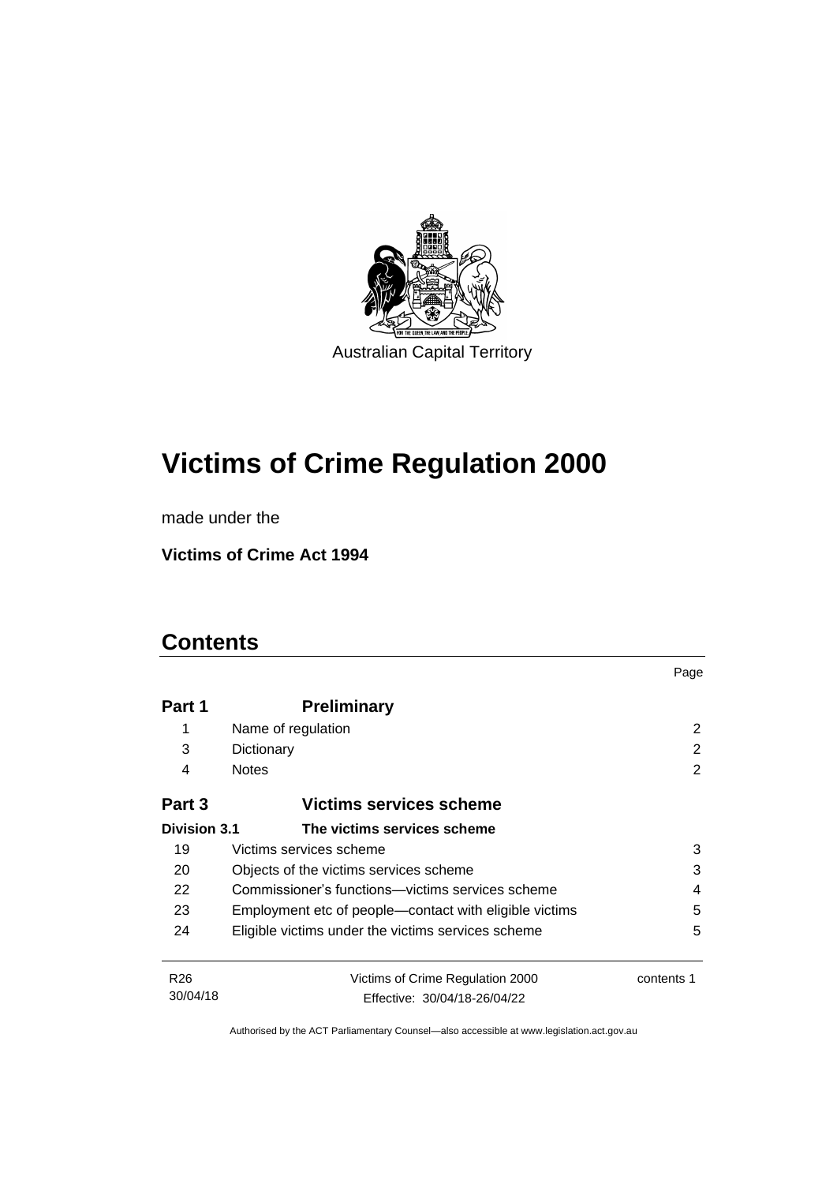Australian Capital Territory

# Victims of Crime Regulation 2000

made under the

**Victims of Crime Act 1994**

## Contents

| | | Page |
|---|---|---|
| **Part 1** | **Preliminary** | |
| 1 | Name of regulation | 2 |
| 3 | Dictionary | 2 |
| 4 | Notes | 2 |
| **Part 3** | **Victims services scheme** | |
| **Division 3.1** | **The victims services scheme** | |
| 19 | Victims services scheme | 3 |
| 20 | Objects of the victims services scheme | 3 |
| 22 | Commissioner's functions—victims services scheme | 4 |
| 23 | Employment etc of people—contact with eligible victims | 5 |
| 24 | Eligible victims under the victims services scheme | 5 |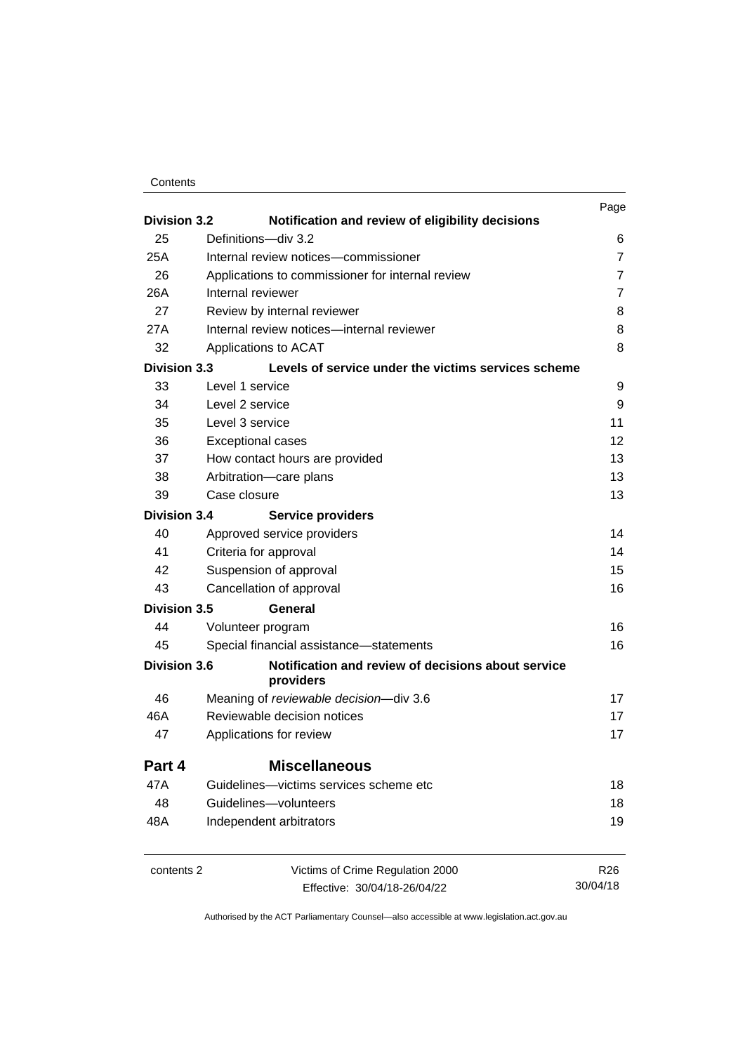| | | Page |
|---|---|---|
| **Division 3.2** | **Notification and review of eligibility decisions** | |
| 25 | Definitions—div 3.2 | 6 |
| 25A | Internal review notices—commissioner | 7 |
| 26 | Applications to commissioner for internal review | 7 |
| 26A | Internal reviewer | 7 |
| 27 | Review by internal reviewer | 8 |
| 27A | Internal review notices—internal reviewer | 8 |
| 32 | Applications to ACAT | 8 |
| **Division 3.3** | **Levels of service under the victims services scheme** | |
| 33 | Level 1 service | 9 |
| 34 | Level 2 service | 9 |
| 35 | Level 3 service | 11 |
| 36 | Exceptional cases | 12 |
| 37 | How contact hours are provided | 13 |
| 38 | Arbitration—care plans | 13 |
| 39 | Case closure | 13 |
| **Division 3.4** | **Service providers** | |
| 40 | Approved service providers | 14 |
| 41 | Criteria for approval | 14 |
| 42 | Suspension of approval | 15 |
| 43 | Cancellation of approval | 16 |
| **Division 3.5** | **General** | |
| 44 | Volunteer program | 16 |
| 45 | Special financial assistance—statements | 16 |
| **Division 3.6** | **Notification and review of decisions about service providers** | |
| 46 | Meaning of *reviewable decision*—div 3.6 | 17 |
| 46A | Reviewable decision notices | 17 |
| 47 | Applications for review | 17 |
| **Part 4** | **Miscellaneous** | |
| 47A | Guidelines—victims services scheme etc | 18 |
| 48 | Guidelines—volunteers | 18 |
| 48A | Independent arbitrators | 19 |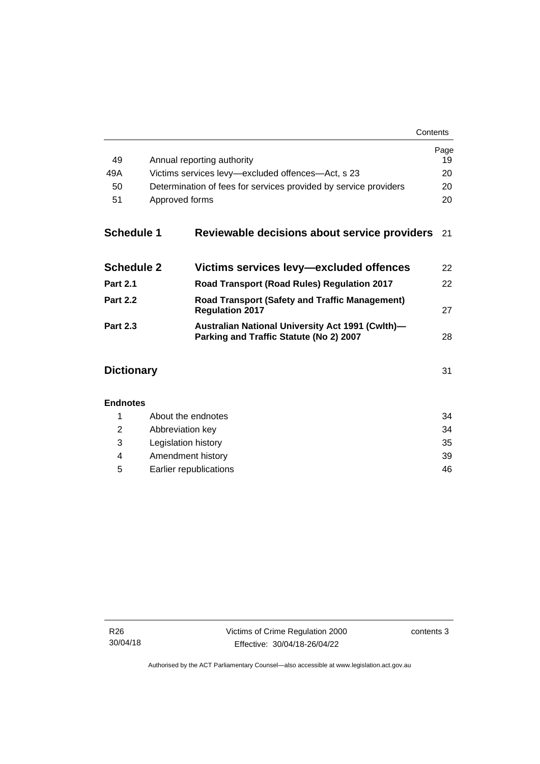| | | Page |
|---|---|---|
| 49 | Annual reporting authority | 19 |
| 49A | Victims services levy—excluded offences—Act, s 23 | 20 |
| 50 | Determination of fees for services provided by service providers | 20 |
| 51 | Approved forms | 20 |

| | | |
|---|---|---|
| **Schedule 1** | **Reviewable decisions about service providers** | 21 |
| **Schedule 2** | **Victims services levy—excluded offences** | 22 |
| **Part 2.1** | **Road Transport (Road Rules) Regulation 2017** | 22 |
| **Part 2.2** | **Road Transport (Safety and Traffic Management) Regulation 2017** | 27 |
| **Part 2.3** | **Australian National University Act 1991 (Cwlth)—Parking and Traffic Statute (No 2) 2007** | 28 |
| **Dictionary** | | 31 |

**Endnotes**

| | | |
|---|---|---|
| 1 | About the endnotes | 34 |
| 2 | Abbreviation key | 34 |
| 3 | Legislation history | 35 |
| 4 | Amendment history | 39 |
| 5 | Earlier republications | 46 |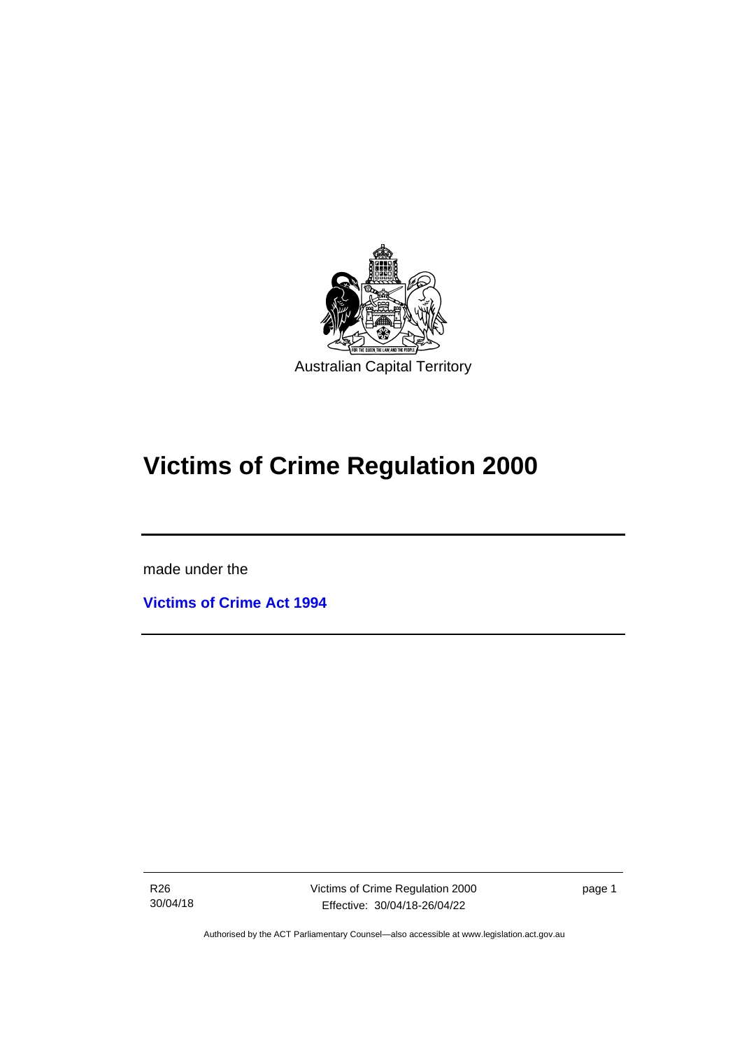Australian Capital Territory

# Victims of Crime Regulation 2000

made under the

**Victims of Crime Act 1994**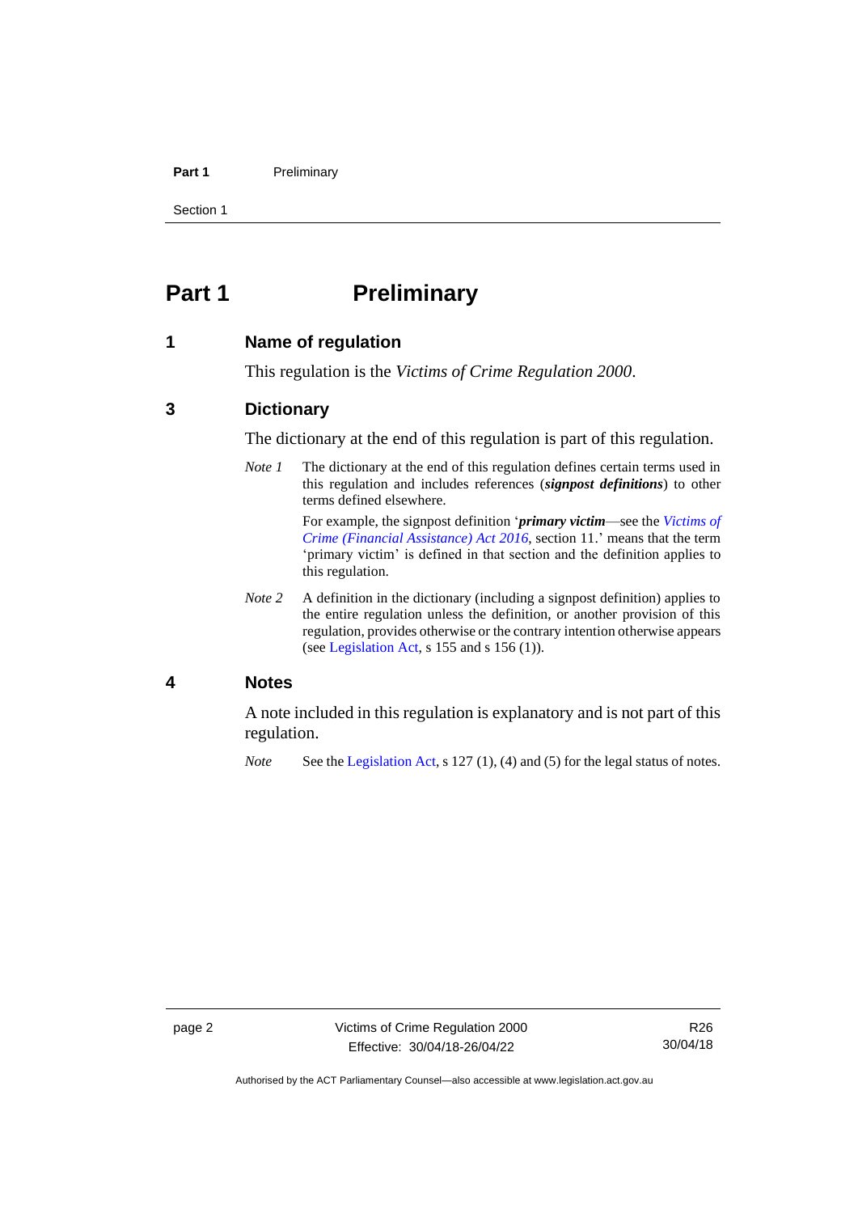# Part 1 Preliminary

## 1 Name of regulation

This regulation is the *Victims of Crime Regulation 2000*.

## 3 Dictionary

The dictionary at the end of this regulation is part of this regulation.

*Note 1* The dictionary at the end of this regulation defines certain terms used in this regulation and includes references (***signpost definitions***) to other terms defined elsewhere.

For example, the signpost definition '***primary victim***—see the *Victims of Crime (Financial Assistance) Act 2016*, section 11.' means that the term 'primary victim' is defined in that section and the definition applies to this regulation.

*Note 2* A definition in the dictionary (including a signpost definition) applies to the entire regulation unless the definition, or another provision of this regulation, provides otherwise or the contrary intention otherwise appears (see Legislation Act, s 155 and s 156 (1)).

## 4 Notes

A note included in this regulation is explanatory and is not part of this regulation.

*Note* See the Legislation Act, s 127 (1), (4) and (5) for the legal status of notes.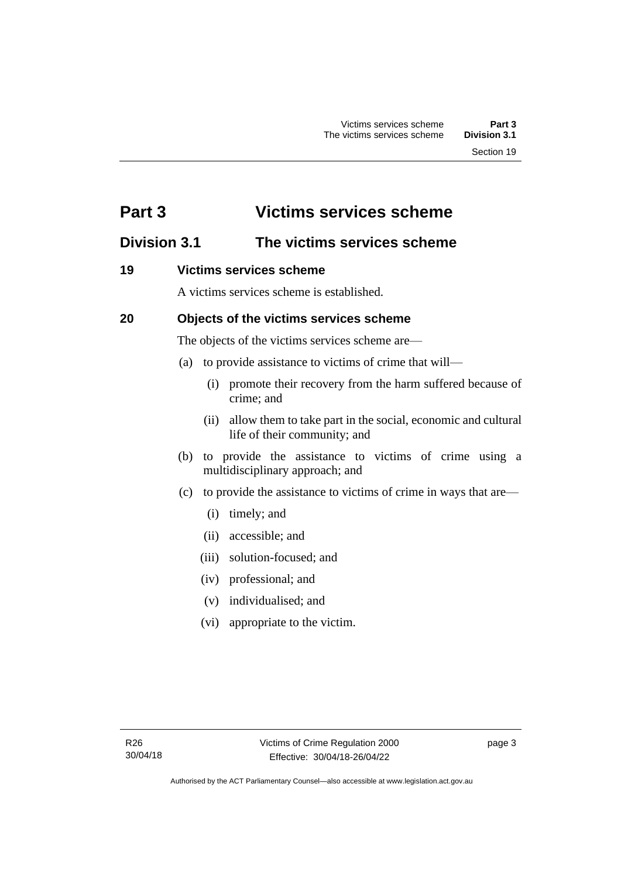# Part 3 Victims services scheme

## Division 3.1 The victims services scheme

### 19 Victims services scheme

A victims services scheme is established.

### 20 Objects of the victims services scheme

The objects of the victims services scheme are—

(a) to provide assistance to victims of crime that will—

   (i) promote their recovery from the harm suffered because of crime; and

   (ii) allow them to take part in the social, economic and cultural life of their community; and

(b) to provide the assistance to victims of crime using a multidisciplinary approach; and

(c) to provide the assistance to victims of crime in ways that are—

   (i) timely; and

   (ii) accessible; and

   (iii) solution-focused; and

   (iv) professional; and

   (v) individualised; and

   (vi) appropriate to the victim.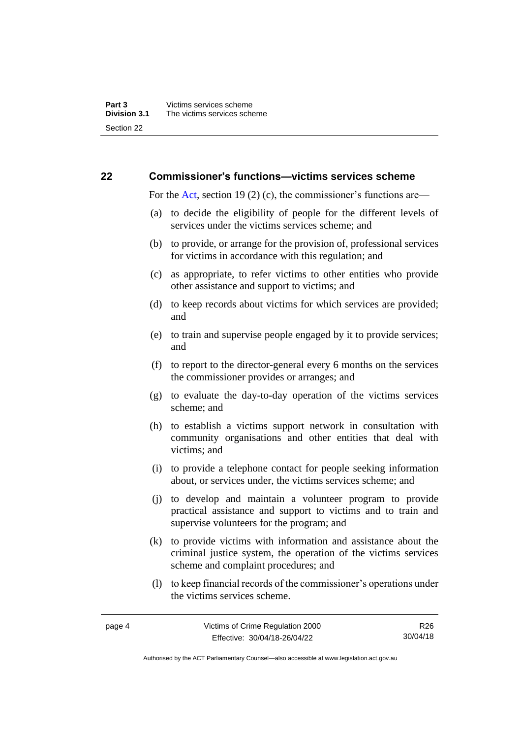## 22 Commissioner's functions—victims services scheme

For the Act, section 19 (2) (c), the commissioner's functions are—

(a) to decide the eligibility of people for the different levels of services under the victims services scheme; and

(b) to provide, or arrange for the provision of, professional services for victims in accordance with this regulation; and

(c) as appropriate, to refer victims to other entities who provide other assistance and support to victims; and

(d) to keep records about victims for which services are provided; and

(e) to train and supervise people engaged by it to provide services; and

(f) to report to the director-general every 6 months on the services the commissioner provides or arranges; and

(g) to evaluate the day-to-day operation of the victims services scheme; and

(h) to establish a victims support network in consultation with community organisations and other entities that deal with victims; and

(i) to provide a telephone contact for people seeking information about, or services under, the victims services scheme; and

(j) to develop and maintain a volunteer program to provide practical assistance and support to victims and to train and supervise volunteers for the program; and

(k) to provide victims with information and assistance about the criminal justice system, the operation of the victims services scheme and complaint procedures; and

(l) to keep financial records of the commissioner's operations under the victims services scheme.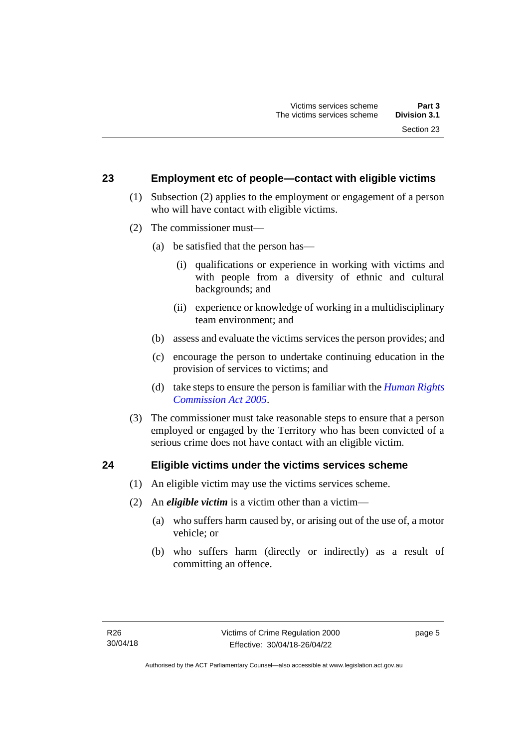### 23 Employment etc of people—contact with eligible victims

(1) Subsection (2) applies to the employment or engagement of a person who will have contact with eligible victims.

(2) The commissioner must—

(a) be satisfied that the person has—

(i) qualifications or experience in working with victims and with people from a diversity of ethnic and cultural backgrounds; and

(ii) experience or knowledge of working in a multidisciplinary team environment; and

(b) assess and evaluate the victims services the person provides; and

(c) encourage the person to undertake continuing education in the provision of services to victims; and

(d) take steps to ensure the person is familiar with the *Human Rights Commission Act 2005*.

(3) The commissioner must take reasonable steps to ensure that a person employed or engaged by the Territory who has been convicted of a serious crime does not have contact with an eligible victim.

### 24 Eligible victims under the victims services scheme

(1) An eligible victim may use the victims services scheme.

(2) An ***eligible victim*** is a victim other than a victim—

(a) who suffers harm caused by, or arising out of the use of, a motor vehicle; or

(b) who suffers harm (directly or indirectly) as a result of committing an offence.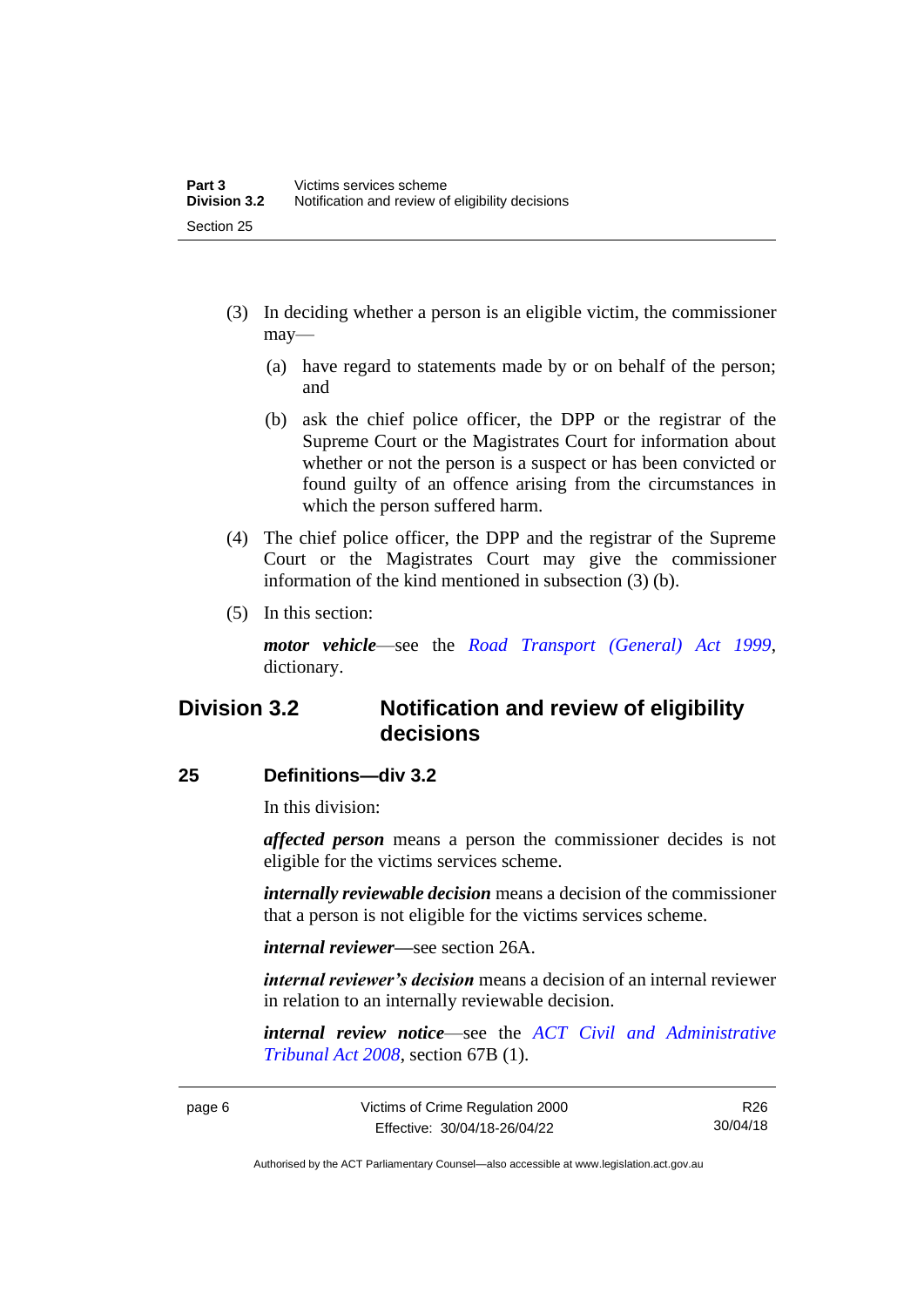(3) In deciding whether a person is an eligible victim, the commissioner may—

(a) have regard to statements made by or on behalf of the person; and

(b) ask the chief police officer, the DPP or the registrar of the Supreme Court or the Magistrates Court for information about whether or not the person is a suspect or has been convicted or found guilty of an offence arising from the circumstances in which the person suffered harm.

(4) The chief police officer, the DPP and the registrar of the Supreme Court or the Magistrates Court may give the commissioner information of the kind mentioned in subsection (3) (b).

(5) In this section:

***motor vehicle***—see the *Road Transport (General) Act 1999*, dictionary.

## Division 3.2 Notification and review of eligibility decisions

### 25 Definitions—div 3.2

In this division:

***affected person*** means a person the commissioner decides is not eligible for the victims services scheme.

***internally reviewable decision*** means a decision of the commissioner that a person is not eligible for the victims services scheme.

***internal reviewer***—see section 26A.

***internal reviewer's decision*** means a decision of an internal reviewer in relation to an internally reviewable decision.

***internal review notice***—see the *ACT Civil and Administrative Tribunal Act 2008*, section 67B (1).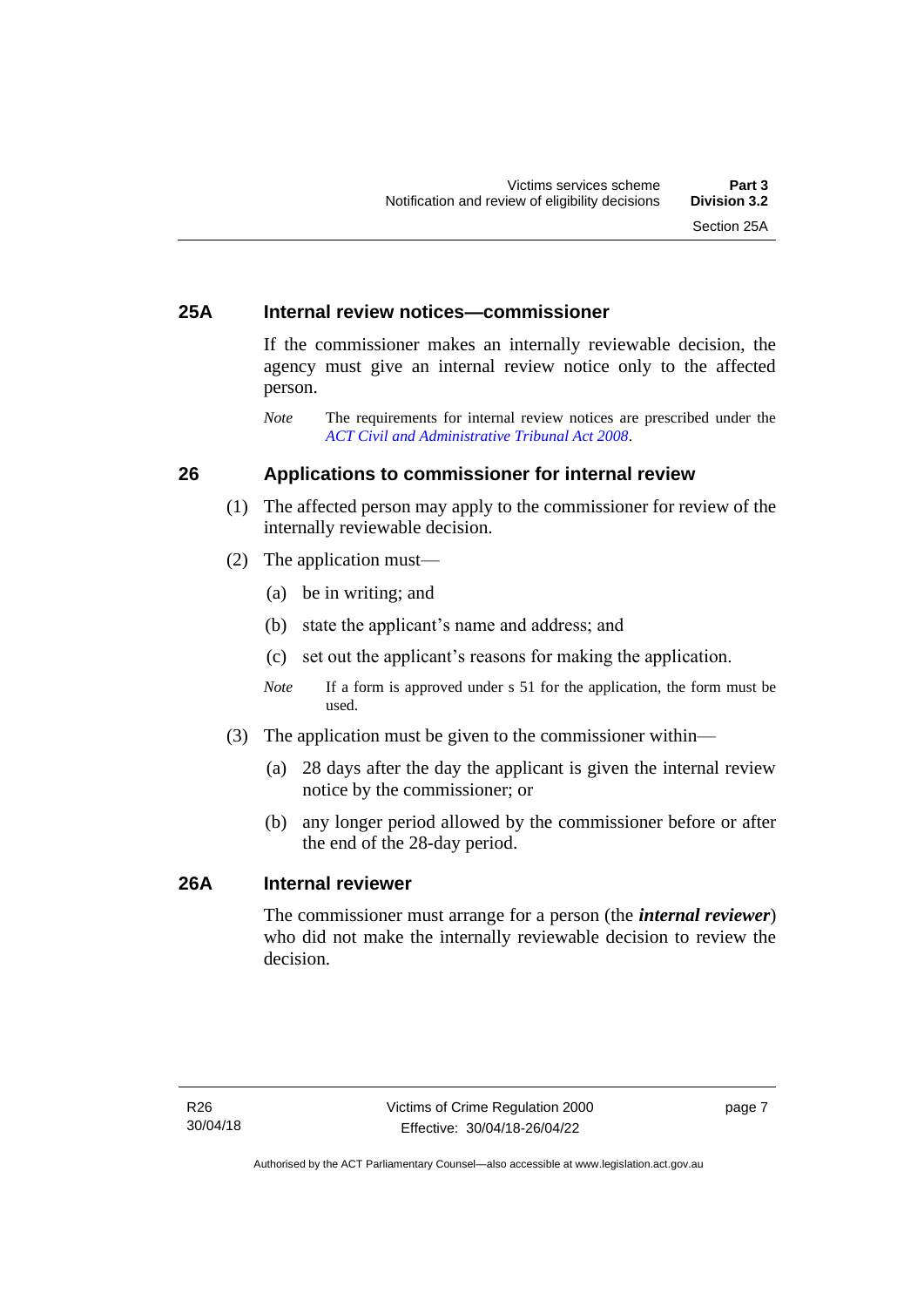### 25A Internal review notices—commissioner

If the commissioner makes an internally reviewable decision, the agency must give an internal review notice only to the affected person.

*Note* The requirements for internal review notices are prescribed under the *ACT Civil and Administrative Tribunal Act 2008*.

### 26 Applications to commissioner for internal review

(1) The affected person may apply to the commissioner for review of the internally reviewable decision.

(2) The application must—

(a) be in writing; and

(b) state the applicant's name and address; and

(c) set out the applicant's reasons for making the application.

*Note* If a form is approved under s 51 for the application, the form must be used.

(3) The application must be given to the commissioner within—

(a) 28 days after the day the applicant is given the internal review notice by the commissioner; or

(b) any longer period allowed by the commissioner before or after the end of the 28-day period.

### 26A Internal reviewer

The commissioner must arrange for a person (the ***internal reviewer***) who did not make the internally reviewable decision to review the decision.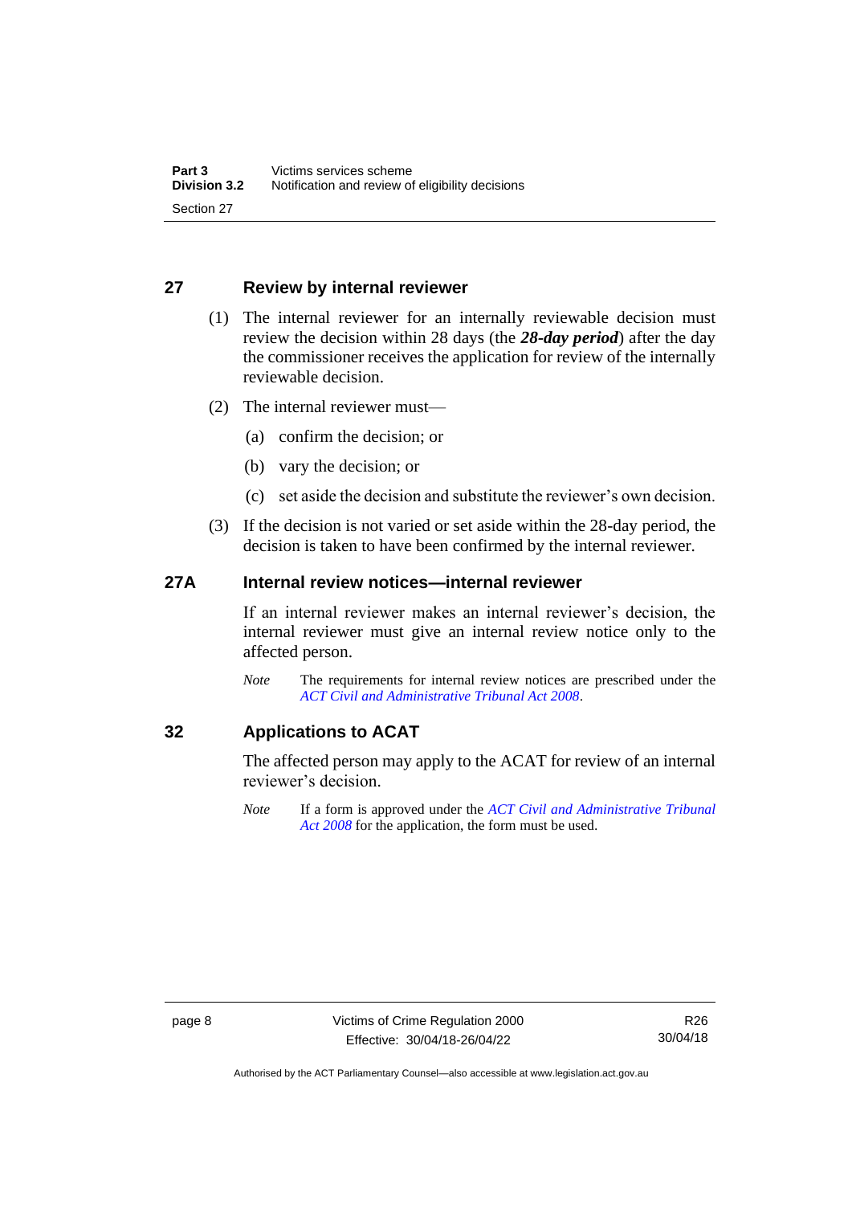## 27 Review by internal reviewer

(1) The internal reviewer for an internally reviewable decision must review the decision within 28 days (the ***28-day period***) after the day the commissioner receives the application for review of the internally reviewable decision.

(2) The internal reviewer must—

(a) confirm the decision; or

(b) vary the decision; or

(c) set aside the decision and substitute the reviewer's own decision.

(3) If the decision is not varied or set aside within the 28-day period, the decision is taken to have been confirmed by the internal reviewer.

## 27A Internal review notices—internal reviewer

If an internal reviewer makes an internal reviewer's decision, the internal reviewer must give an internal review notice only to the affected person.

*Note* The requirements for internal review notices are prescribed under the *ACT Civil and Administrative Tribunal Act 2008*.

## 32 Applications to ACAT

The affected person may apply to the ACAT for review of an internal reviewer's decision.

*Note* If a form is approved under the *ACT Civil and Administrative Tribunal Act 2008* for the application, the form must be used.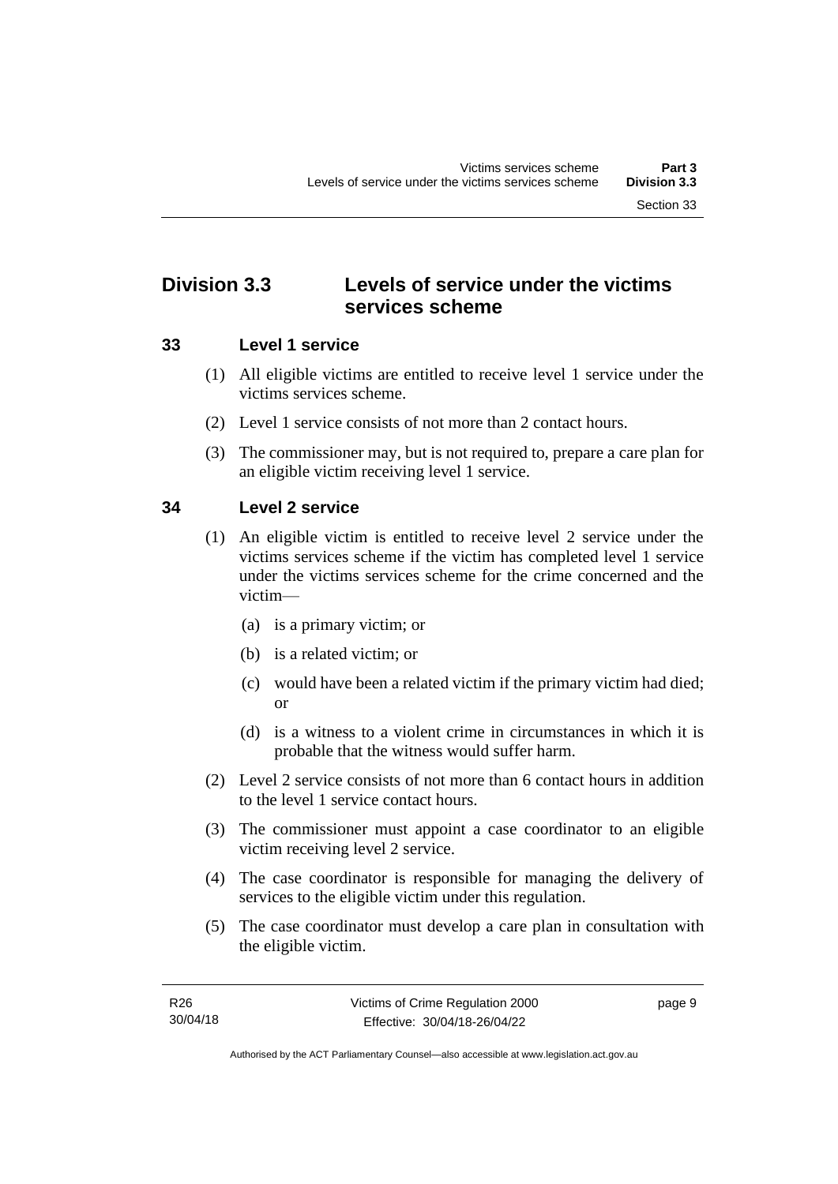## Division 3.3 Levels of service under the victims services scheme

### 33 Level 1 service

(1) All eligible victims are entitled to receive level 1 service under the victims services scheme.

(2) Level 1 service consists of not more than 2 contact hours.

(3) The commissioner may, but is not required to, prepare a care plan for an eligible victim receiving level 1 service.

### 34 Level 2 service

(1) An eligible victim is entitled to receive level 2 service under the victims services scheme if the victim has completed level 1 service under the victims services scheme for the crime concerned and the victim—

- (a) is a primary victim; or
- (b) is a related victim; or
- (c) would have been a related victim if the primary victim had died; or
- (d) is a witness to a violent crime in circumstances in which it is probable that the witness would suffer harm.

(2) Level 2 service consists of not more than 6 contact hours in addition to the level 1 service contact hours.

(3) The commissioner must appoint a case coordinator to an eligible victim receiving level 2 service.

(4) The case coordinator is responsible for managing the delivery of services to the eligible victim under this regulation.

(5) The case coordinator must develop a care plan in consultation with the eligible victim.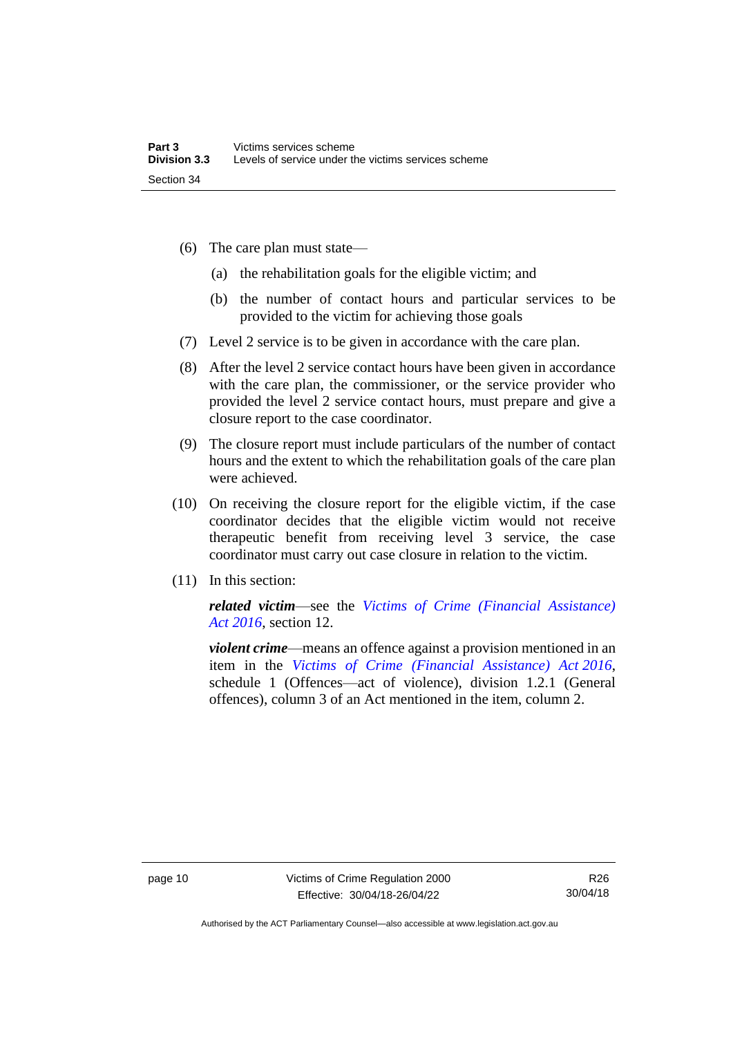(6) The care plan must state—

(a) the rehabilitation goals for the eligible victim; and

(b) the number of contact hours and particular services to be provided to the victim for achieving those goals

(7) Level 2 service is to be given in accordance with the care plan.

(8) After the level 2 service contact hours have been given in accordance with the care plan, the commissioner, or the service provider who provided the level 2 service contact hours, must prepare and give a closure report to the case coordinator.

(9) The closure report must include particulars of the number of contact hours and the extent to which the rehabilitation goals of the care plan were achieved.

(10) On receiving the closure report for the eligible victim, if the case coordinator decides that the eligible victim would not receive therapeutic benefit from receiving level 3 service, the case coordinator must carry out case closure in relation to the victim.

(11) In this section:

***related victim***—see the *Victims of Crime (Financial Assistance) Act 2016*, section 12.

***violent crime***—means an offence against a provision mentioned in an item in the *Victims of Crime (Financial Assistance) Act 2016*, schedule 1 (Offences—act of violence), division 1.2.1 (General offences), column 3 of an Act mentioned in the item, column 2.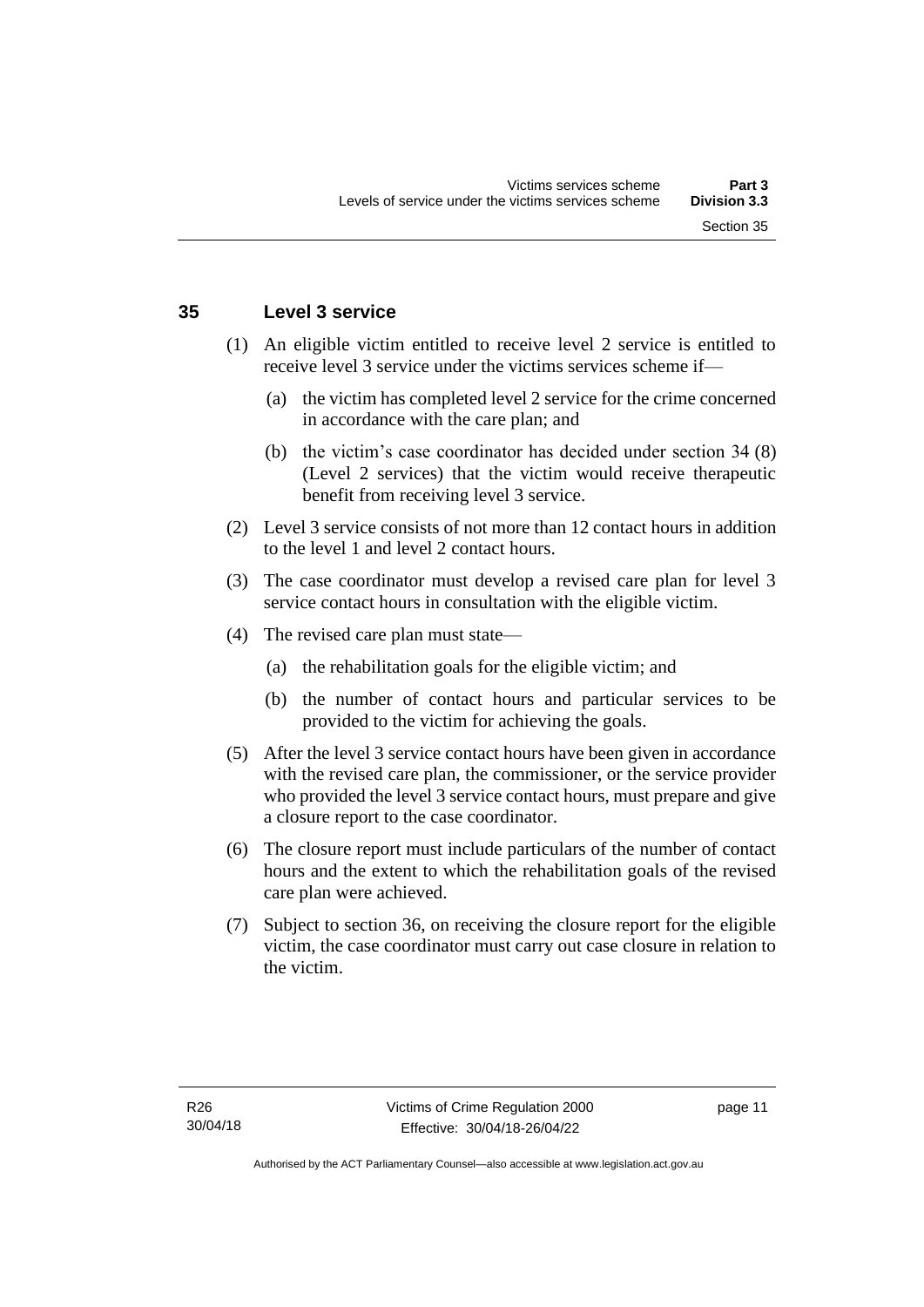## 35 Level 3 service

(1) An eligible victim entitled to receive level 2 service is entitled to receive level 3 service under the victims services scheme if—

(a) the victim has completed level 2 service for the crime concerned in accordance with the care plan; and

(b) the victim's case coordinator has decided under section 34 (8) (Level 2 services) that the victim would receive therapeutic benefit from receiving level 3 service.

(2) Level 3 service consists of not more than 12 contact hours in addition to the level 1 and level 2 contact hours.

(3) The case coordinator must develop a revised care plan for level 3 service contact hours in consultation with the eligible victim.

(4) The revised care plan must state—

(a) the rehabilitation goals for the eligible victim; and

(b) the number of contact hours and particular services to be provided to the victim for achieving the goals.

(5) After the level 3 service contact hours have been given in accordance with the revised care plan, the commissioner, or the service provider who provided the level 3 service contact hours, must prepare and give a closure report to the case coordinator.

(6) The closure report must include particulars of the number of contact hours and the extent to which the rehabilitation goals of the revised care plan were achieved.

(7) Subject to section 36, on receiving the closure report for the eligible victim, the case coordinator must carry out case closure in relation to the victim.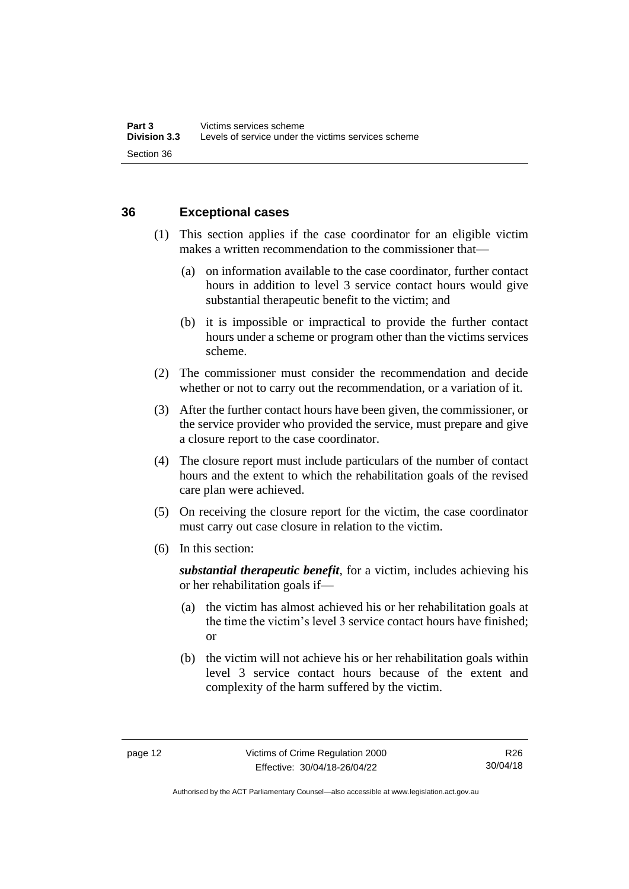## 36 Exceptional cases

(1) This section applies if the case coordinator for an eligible victim makes a written recommendation to the commissioner that—

(a) on information available to the case coordinator, further contact hours in addition to level 3 service contact hours would give substantial therapeutic benefit to the victim; and

(b) it is impossible or impractical to provide the further contact hours under a scheme or program other than the victims services scheme.

(2) The commissioner must consider the recommendation and decide whether or not to carry out the recommendation, or a variation of it.

(3) After the further contact hours have been given, the commissioner, or the service provider who provided the service, must prepare and give a closure report to the case coordinator.

(4) The closure report must include particulars of the number of contact hours and the extent to which the rehabilitation goals of the revised care plan were achieved.

(5) On receiving the closure report for the victim, the case coordinator must carry out case closure in relation to the victim.

(6) In this section:

***substantial therapeutic benefit***, for a victim, includes achieving his or her rehabilitation goals if—

(a) the victim has almost achieved his or her rehabilitation goals at the time the victim's level 3 service contact hours have finished; or

(b) the victim will not achieve his or her rehabilitation goals within level 3 service contact hours because of the extent and complexity of the harm suffered by the victim.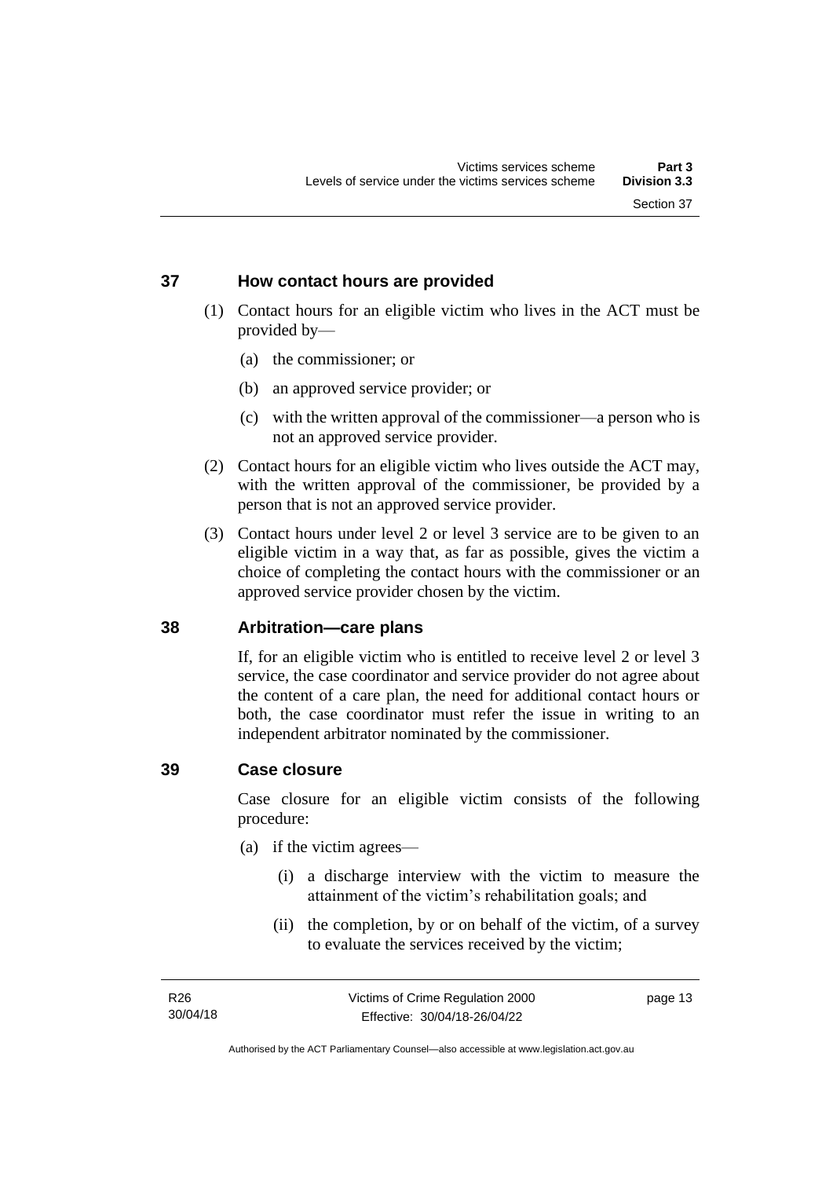### 37 How contact hours are provided

(1) Contact hours for an eligible victim who lives in the ACT must be provided by—

(a) the commissioner; or

(b) an approved service provider; or

(c) with the written approval of the commissioner—a person who is not an approved service provider.

(2) Contact hours for an eligible victim who lives outside the ACT may, with the written approval of the commissioner, be provided by a person that is not an approved service provider.

(3) Contact hours under level 2 or level 3 service are to be given to an eligible victim in a way that, as far as possible, gives the victim a choice of completing the contact hours with the commissioner or an approved service provider chosen by the victim.

### 38 Arbitration—care plans

If, for an eligible victim who is entitled to receive level 2 or level 3 service, the case coordinator and service provider do not agree about the content of a care plan, the need for additional contact hours or both, the case coordinator must refer the issue in writing to an independent arbitrator nominated by the commissioner.

### 39 Case closure

Case closure for an eligible victim consists of the following procedure:

(a) if the victim agrees—

(i) a discharge interview with the victim to measure the attainment of the victim's rehabilitation goals; and

(ii) the completion, by or on behalf of the victim, of a survey to evaluate the services received by the victim;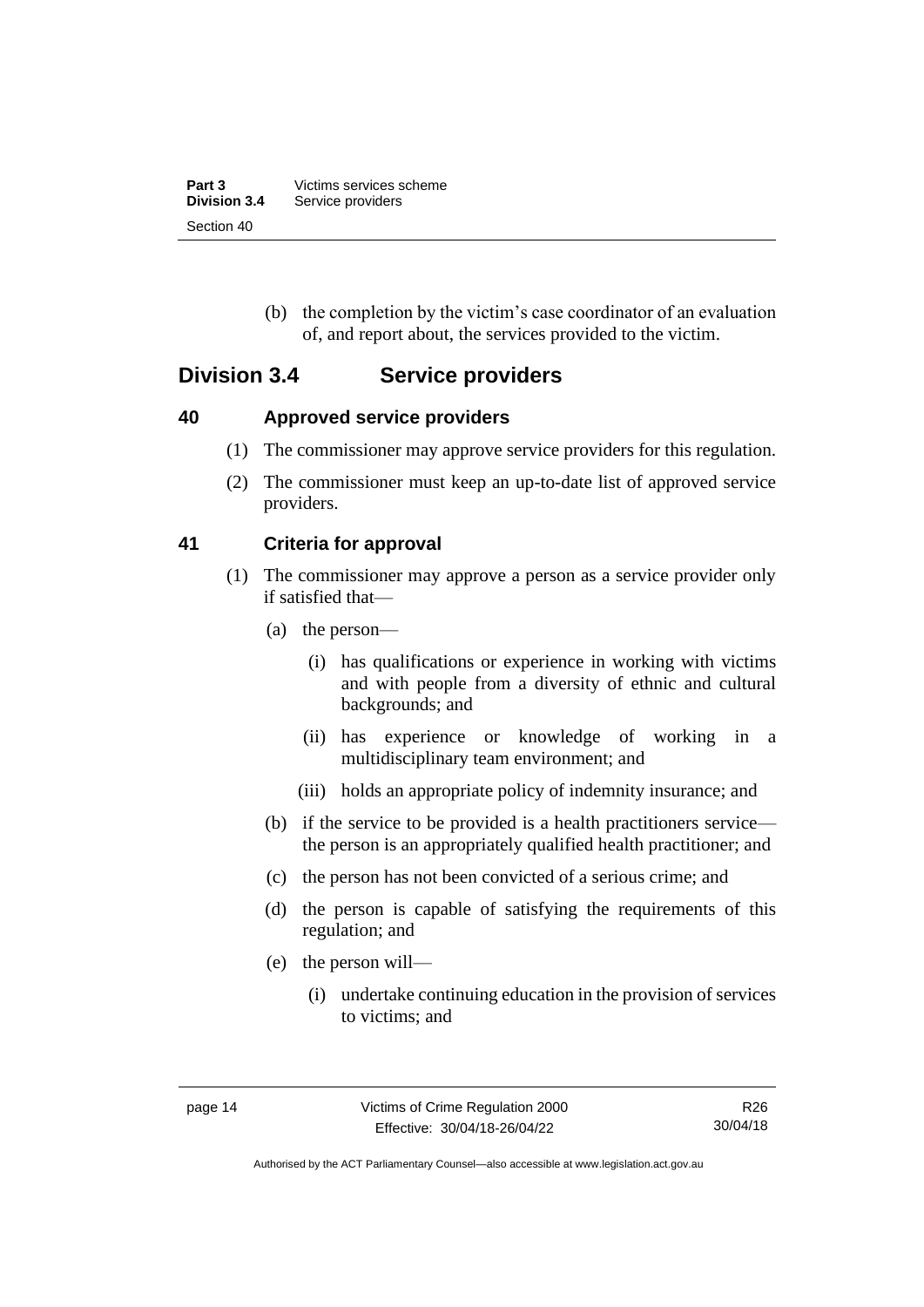(b) the completion by the victim's case coordinator of an evaluation of, and report about, the services provided to the victim.

## Division 3.4 Service providers

### 40 Approved service providers

(1) The commissioner may approve service providers for this regulation.

(2) The commissioner must keep an up-to-date list of approved service providers.

### 41 Criteria for approval

(1) The commissioner may approve a person as a service provider only if satisfied that—

(a) the person—

(i) has qualifications or experience in working with victims and with people from a diversity of ethnic and cultural backgrounds; and

(ii) has experience or knowledge of working in a multidisciplinary team environment; and

(iii) holds an appropriate policy of indemnity insurance; and

(b) if the service to be provided is a health practitioners service—the person is an appropriately qualified health practitioner; and

(c) the person has not been convicted of a serious crime; and

(d) the person is capable of satisfying the requirements of this regulation; and

(e) the person will—

(i) undertake continuing education in the provision of services to victims; and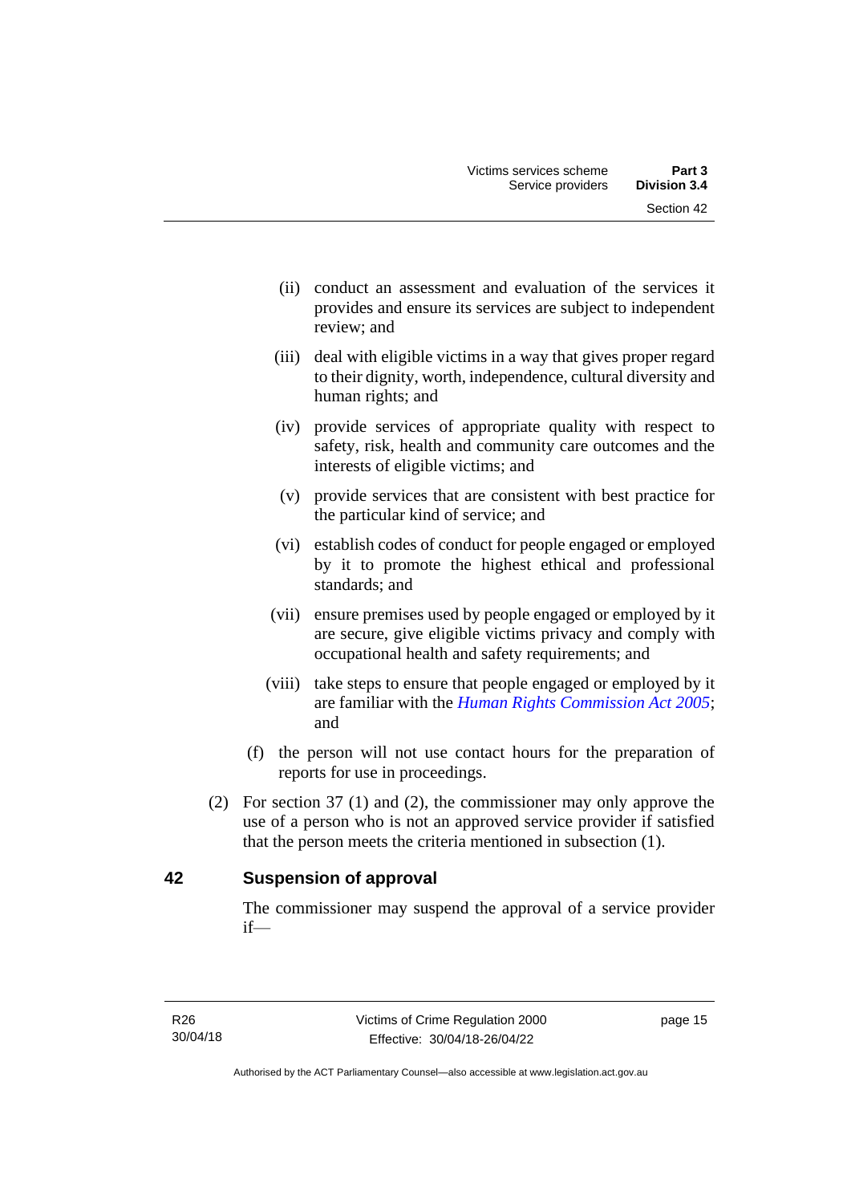(ii) conduct an assessment and evaluation of the services it provides and ensure its services are subject to independent review; and

(iii) deal with eligible victims in a way that gives proper regard to their dignity, worth, independence, cultural diversity and human rights; and

(iv) provide services of appropriate quality with respect to safety, risk, health and community care outcomes and the interests of eligible victims; and

(v) provide services that are consistent with best practice for the particular kind of service; and

(vi) establish codes of conduct for people engaged or employed by it to promote the highest ethical and professional standards; and

(vii) ensure premises used by people engaged or employed by it are secure, give eligible victims privacy and comply with occupational health and safety requirements; and

(viii) take steps to ensure that people engaged or employed by it are familiar with the *Human Rights Commission Act 2005*; and

(f) the person will not use contact hours for the preparation of reports for use in proceedings.

(2) For section 37 (1) and (2), the commissioner may only approve the use of a person who is not an approved service provider if satisfied that the person meets the criteria mentioned in subsection (1).

## 42 Suspension of approval

The commissioner may suspend the approval of a service provider if—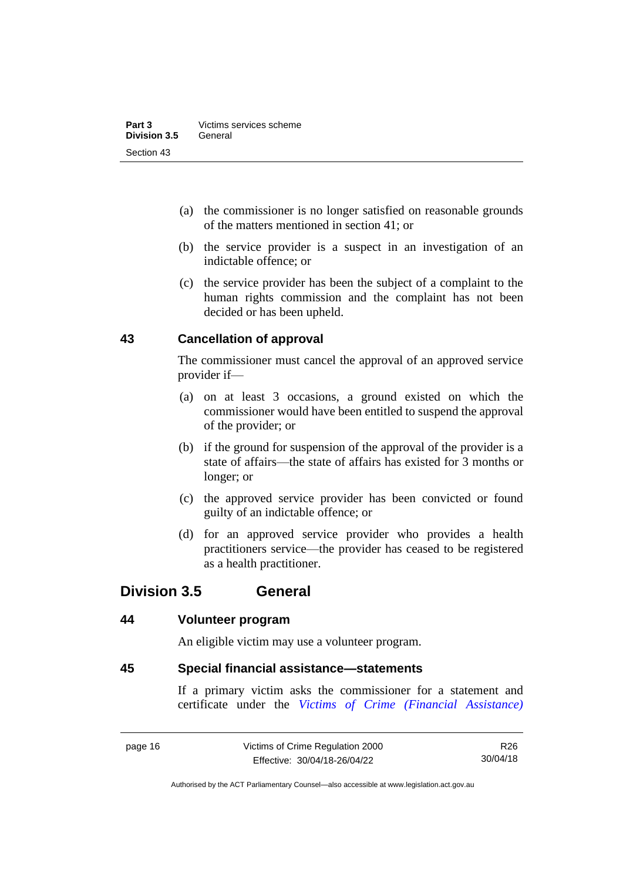(a) the commissioner is no longer satisfied on reasonable grounds of the matters mentioned in section 41; or

(b) the service provider is a suspect in an investigation of an indictable offence; or

(c) the service provider has been the subject of a complaint to the human rights commission and the complaint has not been decided or has been upheld.

### 43 Cancellation of approval

The commissioner must cancel the approval of an approved service provider if—

(a) on at least 3 occasions, a ground existed on which the commissioner would have been entitled to suspend the approval of the provider; or

(b) if the ground for suspension of the approval of the provider is a state of affairs—the state of affairs has existed for 3 months or longer; or

(c) the approved service provider has been convicted or found guilty of an indictable offence; or

(d) for an approved service provider who provides a health practitioners service—the provider has ceased to be registered as a health practitioner.

## Division 3.5 General

### 44 Volunteer program

An eligible victim may use a volunteer program.

### 45 Special financial assistance—statements

If a primary victim asks the commissioner for a statement and certificate under the *Victims of Crime (Financial Assistance)*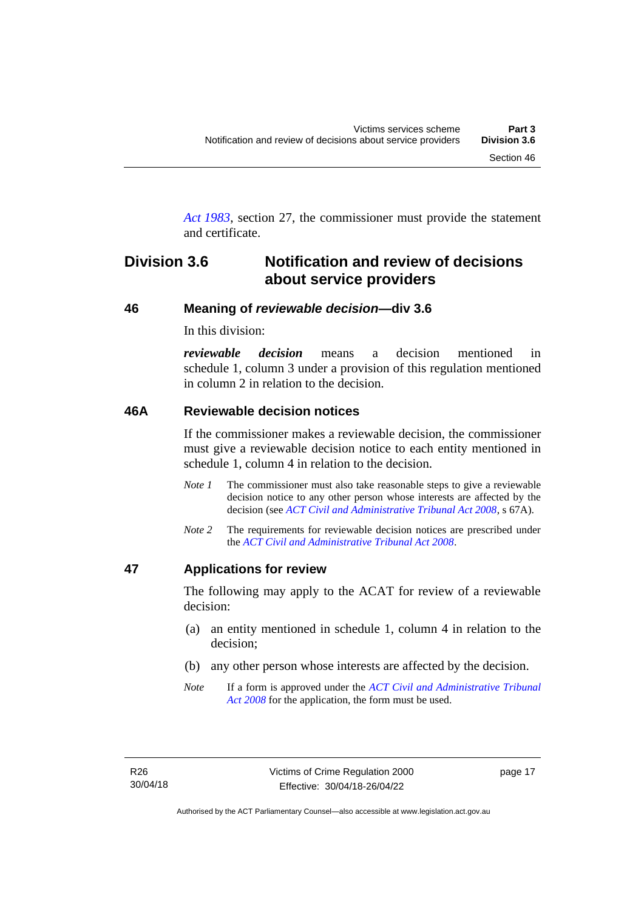*Act 1983*, section 27, the commissioner must provide the statement and certificate.

## Division 3.6 Notification and review of decisions about service providers

### 46 Meaning of *reviewable decision*—div 3.6

In this division:

***reviewable decision*** means a decision mentioned in schedule 1, column 3 under a provision of this regulation mentioned in column 2 in relation to the decision.

### 46A Reviewable decision notices

If the commissioner makes a reviewable decision, the commissioner must give a reviewable decision notice to each entity mentioned in schedule 1, column 4 in relation to the decision.

*Note 1* The commissioner must also take reasonable steps to give a reviewable decision notice to any other person whose interests are affected by the decision (see *ACT Civil and Administrative Tribunal Act 2008*, s 67A).

*Note 2* The requirements for reviewable decision notices are prescribed under the *ACT Civil and Administrative Tribunal Act 2008*.

### 47 Applications for review

The following may apply to the ACAT for review of a reviewable decision:

(a) an entity mentioned in schedule 1, column 4 in relation to the decision;

(b) any other person whose interests are affected by the decision.

*Note* If a form is approved under the *ACT Civil and Administrative Tribunal Act 2008* for the application, the form must be used.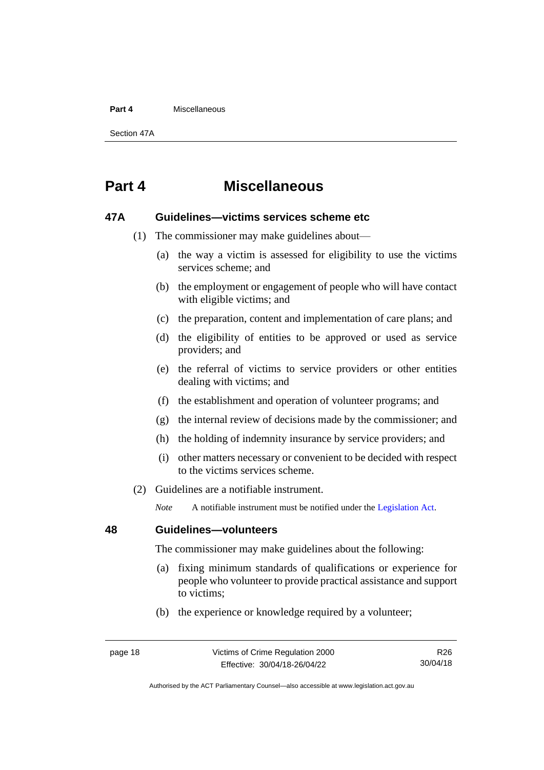# Part 4 Miscellaneous

### 47A Guidelines—victims services scheme etc

(1) The commissioner may make guidelines about—

(a) the way a victim is assessed for eligibility to use the victims services scheme; and

(b) the employment or engagement of people who will have contact with eligible victims; and

(c) the preparation, content and implementation of care plans; and

(d) the eligibility of entities to be approved or used as service providers; and

(e) the referral of victims to service providers or other entities dealing with victims; and

(f) the establishment and operation of volunteer programs; and

(g) the internal review of decisions made by the commissioner; and

(h) the holding of indemnity insurance by service providers; and

(i) other matters necessary or convenient to be decided with respect to the victims services scheme.

(2) Guidelines are a notifiable instrument.

*Note* A notifiable instrument must be notified under the Legislation Act.

### 48 Guidelines—volunteers

The commissioner may make guidelines about the following:

(a) fixing minimum standards of qualifications or experience for people who volunteer to provide practical assistance and support to victims;

(b) the experience or knowledge required by a volunteer;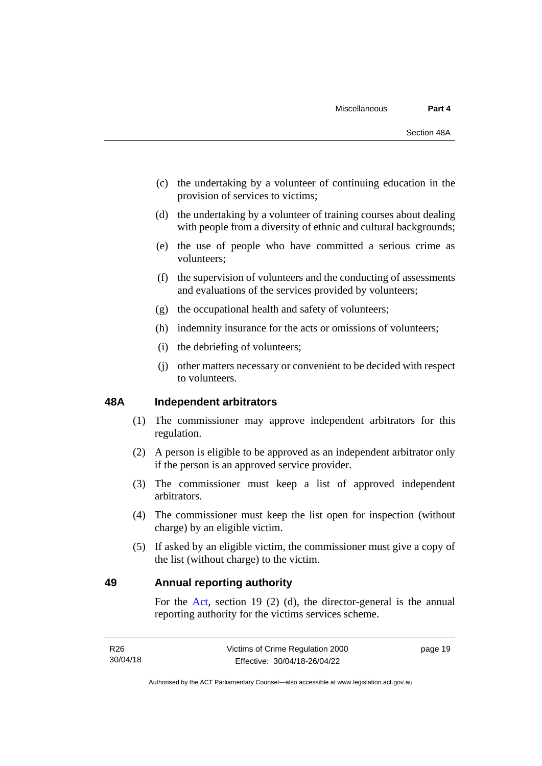(c) the undertaking by a volunteer of continuing education in the provision of services to victims;

(d) the undertaking by a volunteer of training courses about dealing with people from a diversity of ethnic and cultural backgrounds;

(e) the use of people who have committed a serious crime as volunteers;

(f) the supervision of volunteers and the conducting of assessments and evaluations of the services provided by volunteers;

(g) the occupational health and safety of volunteers;

(h) indemnity insurance for the acts or omissions of volunteers;

(i) the debriefing of volunteers;

(j) other matters necessary or convenient to be decided with respect to volunteers.

### 48A Independent arbitrators

(1) The commissioner may approve independent arbitrators for this regulation.

(2) A person is eligible to be approved as an independent arbitrator only if the person is an approved service provider.

(3) The commissioner must keep a list of approved independent arbitrators.

(4) The commissioner must keep the list open for inspection (without charge) by an eligible victim.

(5) If asked by an eligible victim, the commissioner must give a copy of the list (without charge) to the victim.

### 49 Annual reporting authority

For the Act, section 19 (2) (d), the director-general is the annual reporting authority for the victims services scheme.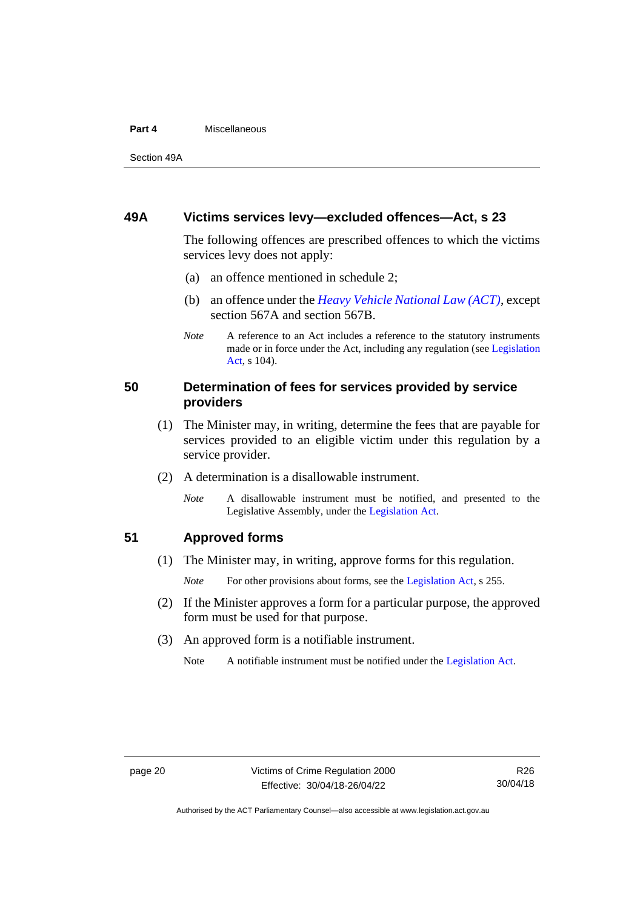### 49A Victims services levy—excluded offences—Act, s 23

The following offences are prescribed offences to which the victims services levy does not apply:

(a) an offence mentioned in schedule 2;

(b) an offence under the *Heavy Vehicle National Law (ACT)*, except section 567A and section 567B.

*Note* A reference to an Act includes a reference to the statutory instruments made or in force under the Act, including any regulation (see Legislation Act, s 104).

### 50 Determination of fees for services provided by service providers

(1) The Minister may, in writing, determine the fees that are payable for services provided to an eligible victim under this regulation by a service provider.

(2) A determination is a disallowable instrument.

*Note* A disallowable instrument must be notified, and presented to the Legislative Assembly, under the Legislation Act.

### 51 Approved forms

(1) The Minister may, in writing, approve forms for this regulation.

*Note* For other provisions about forms, see the Legislation Act, s 255.

(2) If the Minister approves a form for a particular purpose, the approved form must be used for that purpose.

(3) An approved form is a notifiable instrument.

Note A notifiable instrument must be notified under the Legislation Act.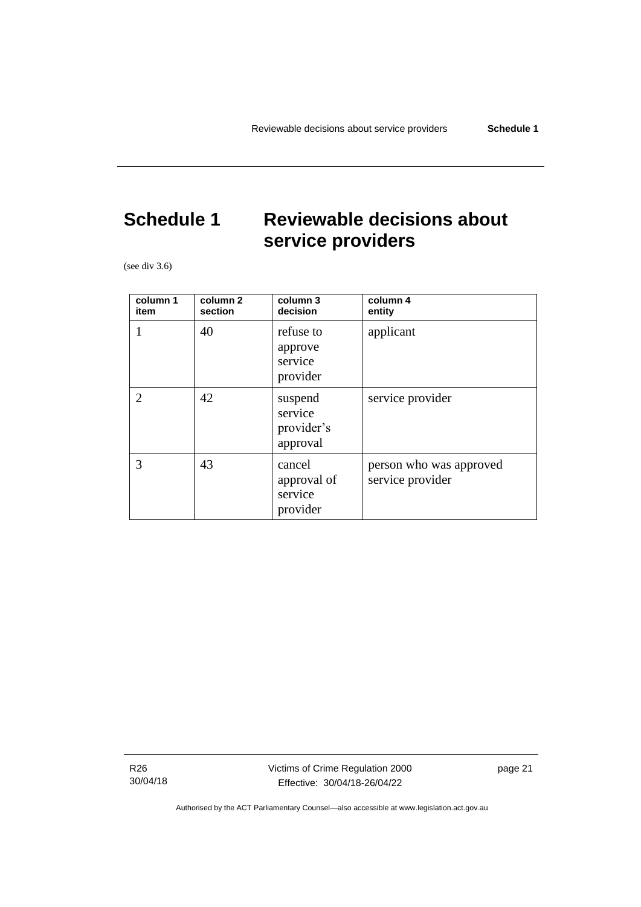# Schedule 1 Reviewable decisions about service providers

(see div 3.6)

| column 1<br>item | column 2<br>section | column 3<br>decision | column 4<br>entity |
|---|---|---|---|
| 1 | 40 | refuse to approve service provider | applicant |
| 2 | 42 | suspend service provider's approval | service provider |
| 3 | 43 | cancel approval of service provider | person who was approved service provider |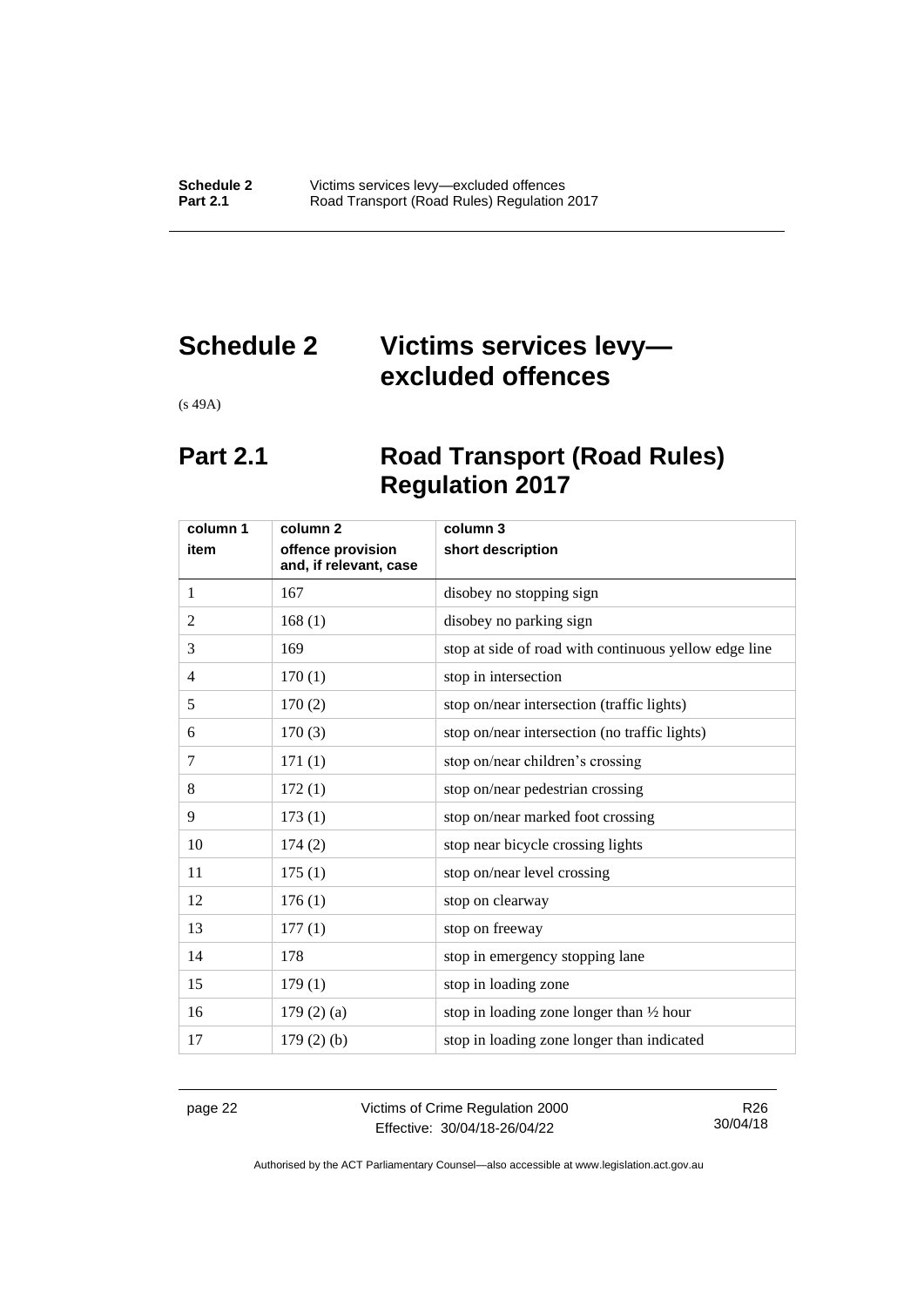# Schedule 2 Victims services levy—excluded offences

(s 49A)

## Part 2.1 Road Transport (Road Rules) Regulation 2017

| column 1<br>item | column 2<br>offence provision and, if relevant, case | column 3<br>short description |
|---|---|---|
| 1 | 167 | disobey no stopping sign |
| 2 | 168 (1) | disobey no parking sign |
| 3 | 169 | stop at side of road with continuous yellow edge line |
| 4 | 170 (1) | stop in intersection |
| 5 | 170 (2) | stop on/near intersection (traffic lights) |
| 6 | 170 (3) | stop on/near intersection (no traffic lights) |
| 7 | 171 (1) | stop on/near children's crossing |
| 8 | 172 (1) | stop on/near pedestrian crossing |
| 9 | 173 (1) | stop on/near marked foot crossing |
| 10 | 174 (2) | stop near bicycle crossing lights |
| 11 | 175 (1) | stop on/near level crossing |
| 12 | 176 (1) | stop on clearway |
| 13 | 177 (1) | stop on freeway |
| 14 | 178 | stop in emergency stopping lane |
| 15 | 179 (1) | stop in loading zone |
| 16 | 179 (2) (a) | stop in loading zone longer than ½ hour |
| 17 | 179 (2) (b) | stop in loading zone longer than indicated |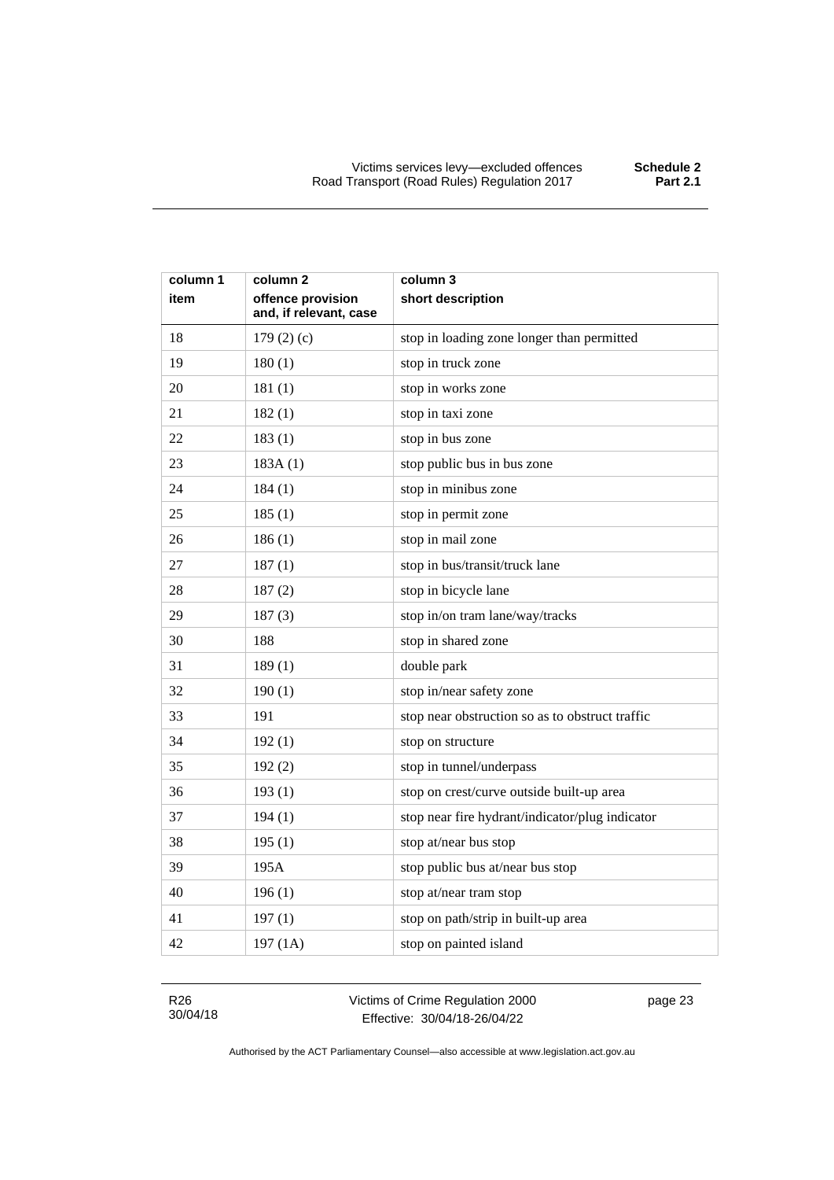| column 1<br>item | column 2<br>offence provision and, if relevant, case | column 3<br>short description |
|---|---|---|
| 18 | 179 (2) (c) | stop in loading zone longer than permitted |
| 19 | 180 (1) | stop in truck zone |
| 20 | 181 (1) | stop in works zone |
| 21 | 182 (1) | stop in taxi zone |
| 22 | 183 (1) | stop in bus zone |
| 23 | 183A (1) | stop public bus in bus zone |
| 24 | 184 (1) | stop in minibus zone |
| 25 | 185 (1) | stop in permit zone |
| 26 | 186 (1) | stop in mail zone |
| 27 | 187 (1) | stop in bus/transit/truck lane |
| 28 | 187 (2) | stop in bicycle lane |
| 29 | 187 (3) | stop in/on tram lane/way/tracks |
| 30 | 188 | stop in shared zone |
| 31 | 189 (1) | double park |
| 32 | 190 (1) | stop in/near safety zone |
| 33 | 191 | stop near obstruction so as to obstruct traffic |
| 34 | 192 (1) | stop on structure |
| 35 | 192 (2) | stop in tunnel/underpass |
| 36 | 193 (1) | stop on crest/curve outside built-up area |
| 37 | 194 (1) | stop near fire hydrant/indicator/plug indicator |
| 38 | 195 (1) | stop at/near bus stop |
| 39 | 195A | stop public bus at/near bus stop |
| 40 | 196 (1) | stop at/near tram stop |
| 41 | 197 (1) | stop on path/strip in built-up area |
| 42 | 197 (1A) | stop on painted island |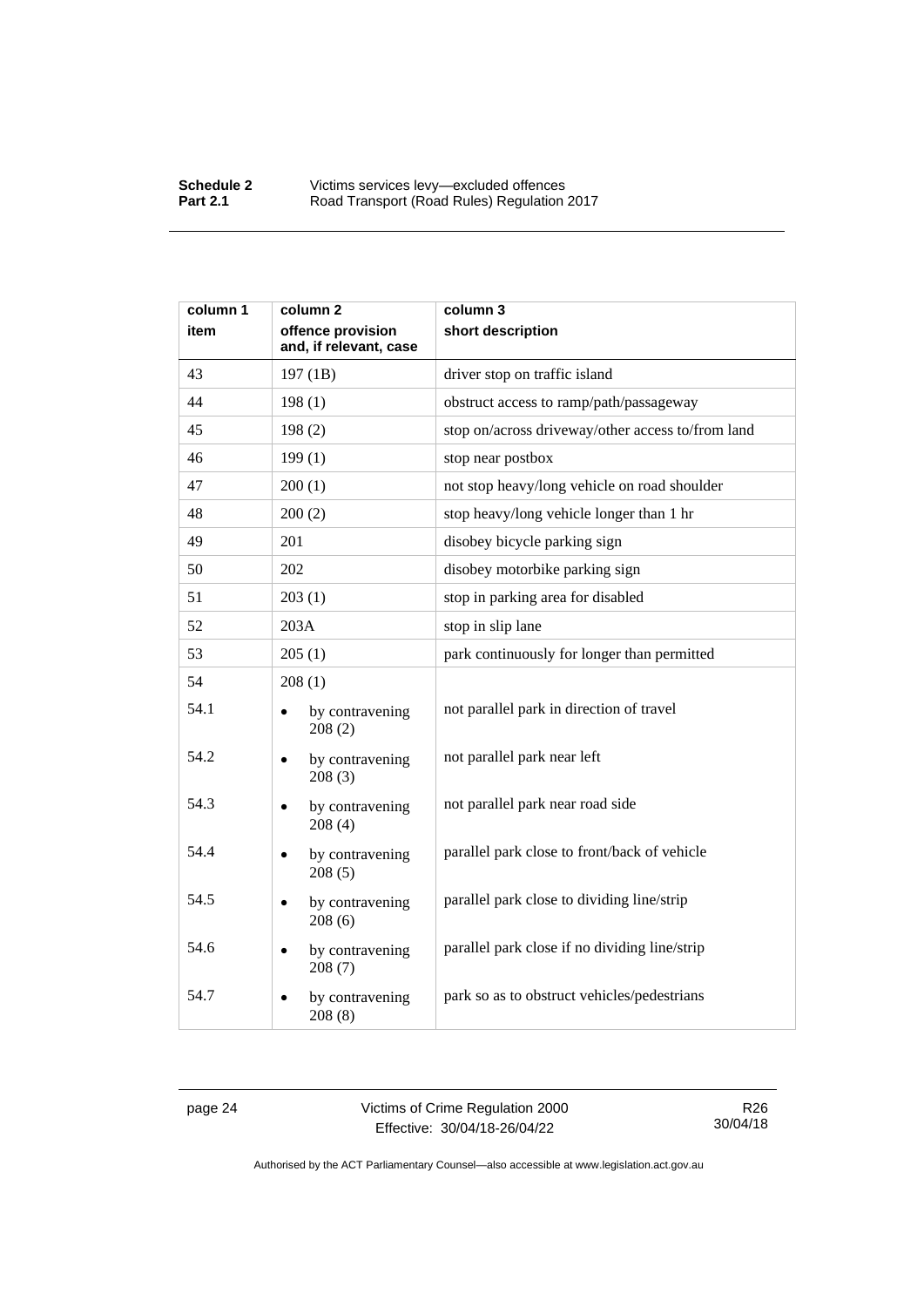| column 1 item | column 2 offence provision and, if relevant, case | column 3 short description |
|---|---|---|
| 43 | 197 (1B) | driver stop on traffic island |
| 44 | 198 (1) | obstruct access to ramp/path/passageway |
| 45 | 198 (2) | stop on/across driveway/other access to/from land |
| 46 | 199 (1) | stop near postbox |
| 47 | 200 (1) | not stop heavy/long vehicle on road shoulder |
| 48 | 200 (2) | stop heavy/long vehicle longer than 1 hr |
| 49 | 201 | disobey bicycle parking sign |
| 50 | 202 | disobey motorbike parking sign |
| 51 | 203 (1) | stop in parking area for disabled |
| 52 | 203A | stop in slip lane |
| 53 | 205 (1) | park continuously for longer than permitted |
| 54 | 208 (1) | |
| 54.1 | • by contravening 208 (2) | not parallel park in direction of travel |
| 54.2 | • by contravening 208 (3) | not parallel park near left |
| 54.3 | • by contravening 208 (4) | not parallel park near road side |
| 54.4 | • by contravening 208 (5) | parallel park close to front/back of vehicle |
| 54.5 | • by contravening 208 (6) | parallel park close to dividing line/strip |
| 54.6 | • by contravening 208 (7) | parallel park close if no dividing line/strip |
| 54.7 | • by contravening 208 (8) | park so as to obstruct vehicles/pedestrians |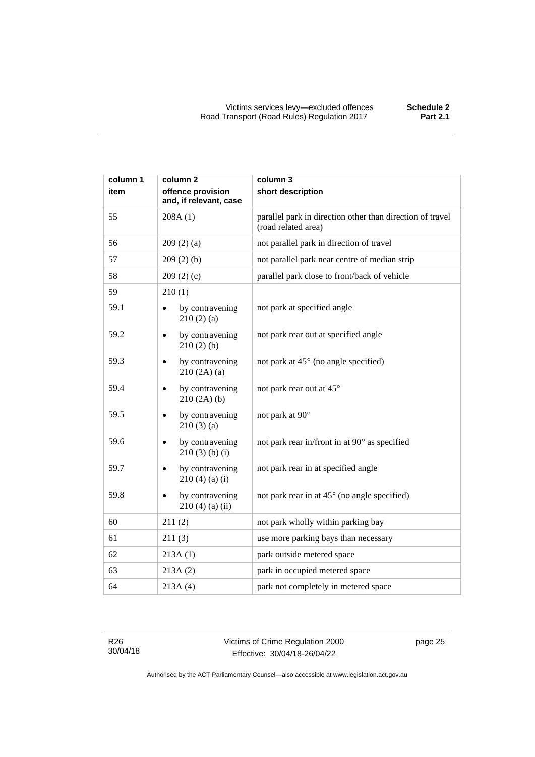| column 1<br>item | column 2<br>offence provision and, if relevant, case | column 3<br>short description |
|---|---|---|
| 55 | 208A (1) | parallel park in direction other than direction of travel (road related area) |
| 56 | 209 (2) (a) | not parallel park in direction of travel |
| 57 | 209 (2) (b) | not parallel park near centre of median strip |
| 58 | 209 (2) (c) | parallel park close to front/back of vehicle |
| 59 | 210 (1) | |
| 59.1 | • by contravening 210 (2) (a) | not park at specified angle |
| 59.2 | • by contravening 210 (2) (b) | not park rear out at specified angle |
| 59.3 | • by contravening 210 (2A) (a) | not park at 45° (no angle specified) |
| 59.4 | • by contravening 210 (2A) (b) | not park rear out at 45° |
| 59.5 | • by contravening 210 (3) (a) | not park at 90° |
| 59.6 | • by contravening 210 (3) (b) (i) | not park rear in/front in at 90° as specified |
| 59.7 | • by contravening 210 (4) (a) (i) | not park rear in at specified angle |
| 59.8 | • by contravening 210 (4) (a) (ii) | not park rear in at 45° (no angle specified) |
| 60 | 211 (2) | not park wholly within parking bay |
| 61 | 211 (3) | use more parking bays than necessary |
| 62 | 213A (1) | park outside metered space |
| 63 | 213A (2) | park in occupied metered space |
| 64 | 213A (4) | park not completely in metered space |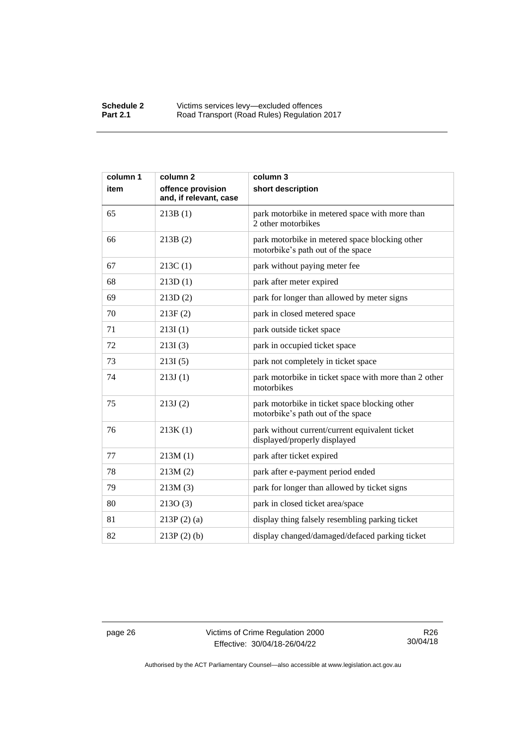| column 1<br>item | column 2<br>offence provision and, if relevant, case | column 3<br>short description |
|---|---|---|
| 65 | 213B (1) | park motorbike in metered space with more than 2 other motorbikes |
| 66 | 213B (2) | park motorbike in metered space blocking other motorbike's path out of the space |
| 67 | 213C (1) | park without paying meter fee |
| 68 | 213D (1) | park after meter expired |
| 69 | 213D (2) | park for longer than allowed by meter signs |
| 70 | 213F (2) | park in closed metered space |
| 71 | 213I (1) | park outside ticket space |
| 72 | 213I (3) | park in occupied ticket space |
| 73 | 213I (5) | park not completely in ticket space |
| 74 | 213J (1) | park motorbike in ticket space with more than 2 other motorbikes |
| 75 | 213J (2) | park motorbike in ticket space blocking other motorbike's path out of the space |
| 76 | 213K (1) | park without current/current equivalent ticket displayed/properly displayed |
| 77 | 213M (1) | park after ticket expired |
| 78 | 213M (2) | park after e-payment period ended |
| 79 | 213M (3) | park for longer than allowed by ticket signs |
| 80 | 213O (3) | park in closed ticket area/space |
| 81 | 213P (2) (a) | display thing falsely resembling parking ticket |
| 82 | 213P (2) (b) | display changed/damaged/defaced parking ticket |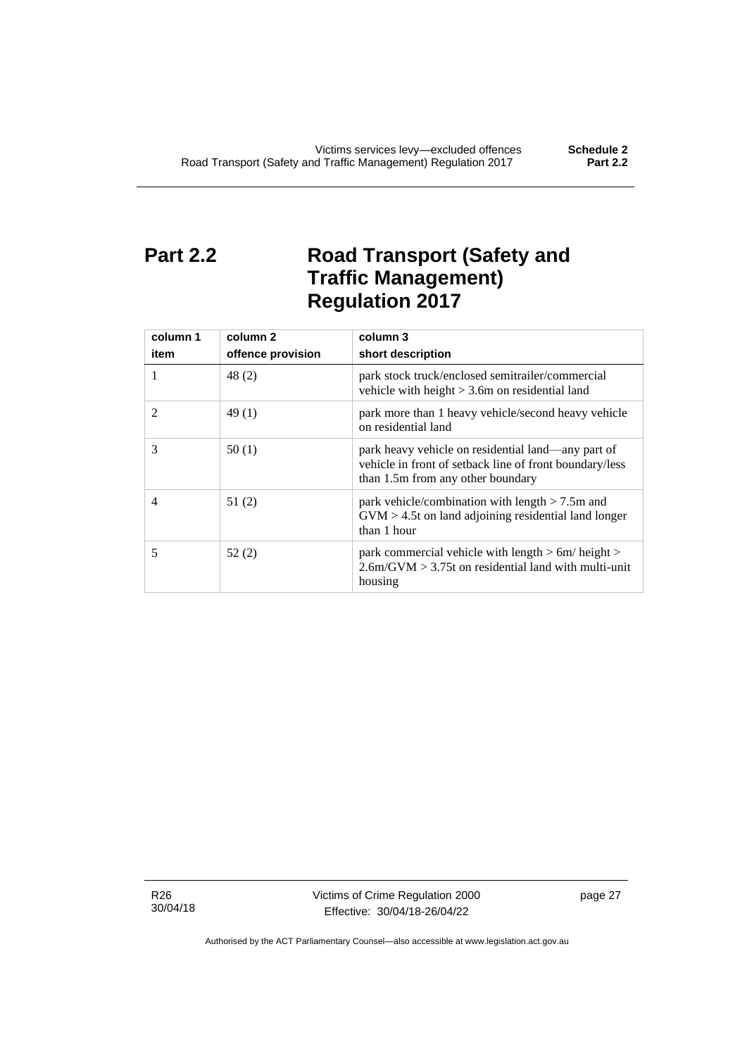# Part 2.2 Road Transport (Safety and Traffic Management) Regulation 2017

| column 1<br>item | column 2<br>offence provision | column 3<br>short description |
|---|---|---|
| 1 | 48 (2) | park stock truck/enclosed semitrailer/commercial vehicle with height > 3.6m on residential land |
| 2 | 49 (1) | park more than 1 heavy vehicle/second heavy vehicle on residential land |
| 3 | 50 (1) | park heavy vehicle on residential land—any part of vehicle in front of setback line of front boundary/less than 1.5m from any other boundary |
| 4 | 51 (2) | park vehicle/combination with length > 7.5m and GVM > 4.5t on land adjoining residential land longer than 1 hour |
| 5 | 52 (2) | park commercial vehicle with length > 6m/ height > 2.6m/GVM > 3.75t on residential land with multi-unit housing |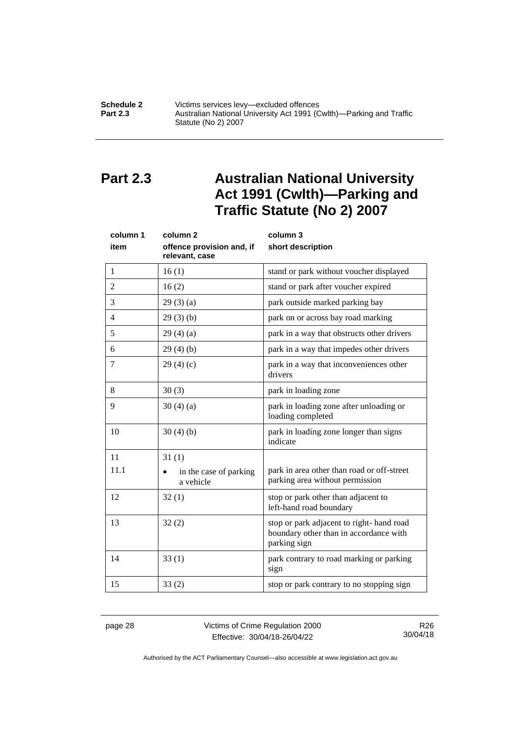## Part 2.3 Australian National University Act 1991 (Cwlth)—Parking and Traffic Statute (No 2) 2007

| column 1<br>item | column 2<br>offence provision and, if relevant, case | column 3<br>short description |
|---|---|---|
| 1 | 16 (1) | stand or park without voucher displayed |
| 2 | 16 (2) | stand or park after voucher expired |
| 3 | 29 (3) (a) | park outside marked parking bay |
| 4 | 29 (3) (b) | park on or across bay road marking |
| 5 | 29 (4) (a) | park in a way that obstructs other drivers |
| 6 | 29 (4) (b) | park in a way that impedes other drivers |
| 7 | 29 (4) (c) | park in a way that inconveniences other drivers |
| 8 | 30 (3) | park in loading zone |
| 9 | 30 (4) (a) | park in loading zone after unloading or loading completed |
| 10 | 30 (4) (b) | park in loading zone longer than signs indicate |
| 11 | 31 (1) | |
| 11.1 | • in the case of parking a vehicle | park in area other than road or off-street parking area without permission |
| 12 | 32 (1) | stop or park other than adjacent to left-hand road boundary |
| 13 | 32 (2) | stop or park adjacent to right- hand road boundary other than in accordance with parking sign |
| 14 | 33 (1) | park contrary to road marking or parking sign |
| 15 | 33 (2) | stop or park contrary to no stopping sign |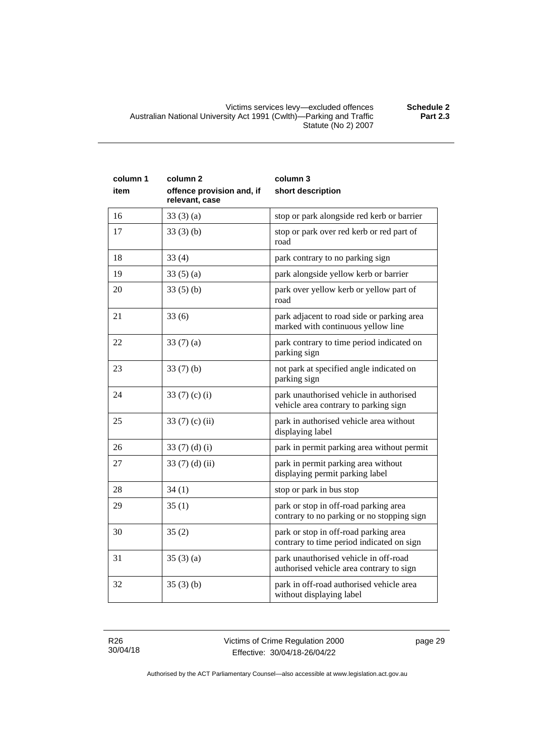| column 1<br>item | column 2<br>offence provision and, if relevant, case | column 3<br>short description |
|---|---|---|
| 16 | 33 (3) (a) | stop or park alongside red kerb or barrier |
| 17 | 33 (3) (b) | stop or park over red kerb or red part of road |
| 18 | 33 (4) | park contrary to no parking sign |
| 19 | 33 (5) (a) | park alongside yellow kerb or barrier |
| 20 | 33 (5) (b) | park over yellow kerb or yellow part of road |
| 21 | 33 (6) | park adjacent to road side or parking area marked with continuous yellow line |
| 22 | 33 (7) (a) | park contrary to time period indicated on parking sign |
| 23 | 33 (7) (b) | not park at specified angle indicated on parking sign |
| 24 | 33 (7) (c) (i) | park unauthorised vehicle in authorised vehicle area contrary to parking sign |
| 25 | 33 (7) (c) (ii) | park in authorised vehicle area without displaying label |
| 26 | 33 (7) (d) (i) | park in permit parking area without permit |
| 27 | 33 (7) (d) (ii) | park in permit parking area without displaying permit parking label |
| 28 | 34 (1) | stop or park in bus stop |
| 29 | 35 (1) | park or stop in off-road parking area contrary to no parking or no stopping sign |
| 30 | 35 (2) | park or stop in off-road parking area contrary to time period indicated on sign |
| 31 | 35 (3) (a) | park unauthorised vehicle in off-road authorised vehicle area contrary to sign |
| 32 | 35 (3) (b) | park in off-road authorised vehicle area without displaying label |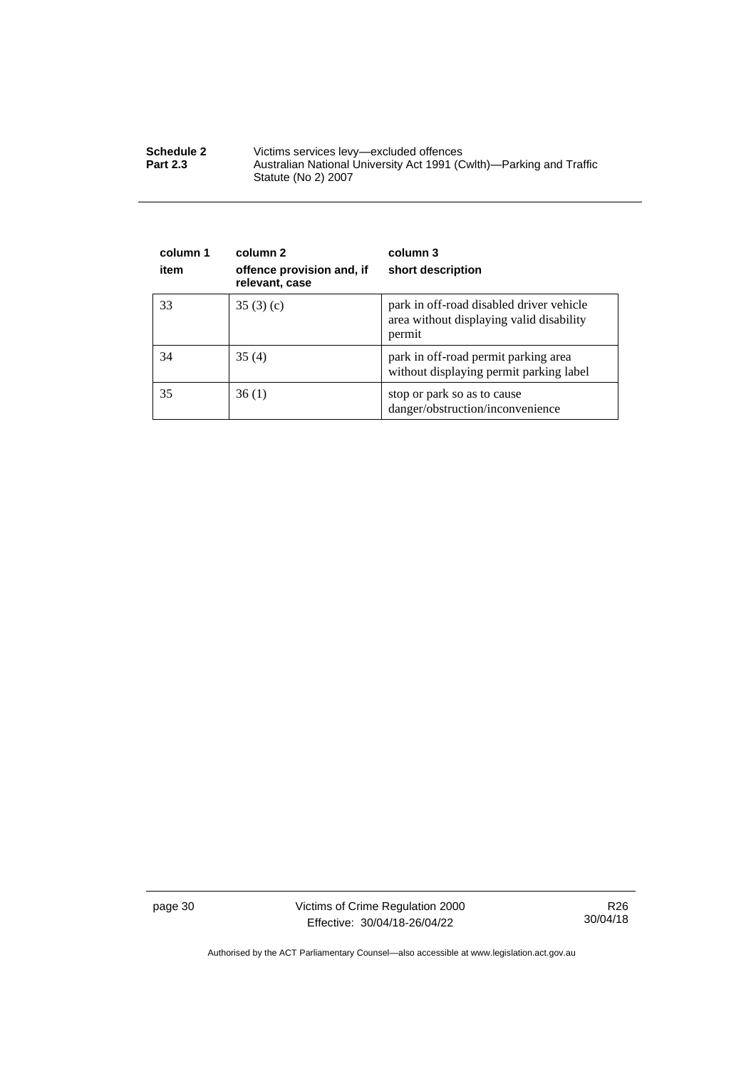| column 1<br>item | column 2<br>offence provision and, if relevant, case | column 3<br>short description |
|---|---|---|
| 33 | 35 (3) (c) | park in off-road disabled driver vehicle area without displaying valid disability permit |
| 34 | 35 (4) | park in off-road permit parking area without displaying permit parking label |
| 35 | 36 (1) | stop or park so as to cause danger/obstruction/inconvenience |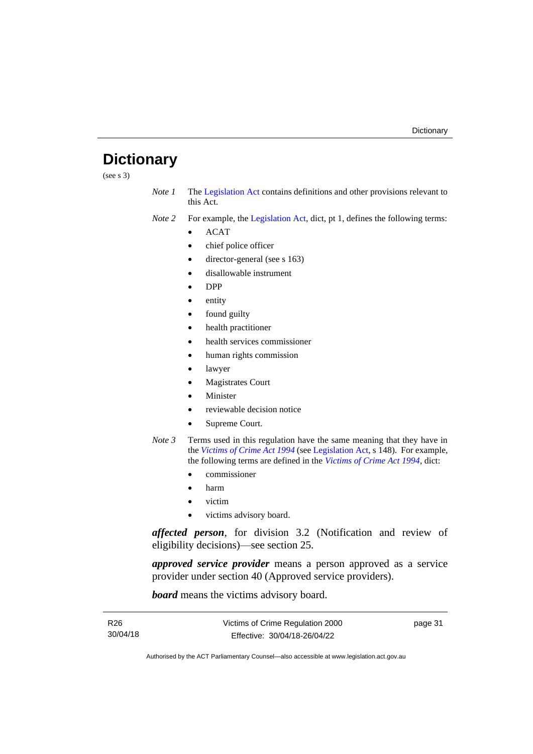# Dictionary

(see s 3)

*Note 1* The Legislation Act contains definitions and other provisions relevant to this Act.

*Note 2* For example, the Legislation Act, dict, pt 1, defines the following terms:

- ACAT
- chief police officer
- director-general (see s 163)
- disallowable instrument
- DPP
- entity
- found guilty
- health practitioner
- health services commissioner
- human rights commission
- lawyer
- Magistrates Court
- Minister
- reviewable decision notice
- Supreme Court.

*Note 3* Terms used in this regulation have the same meaning that they have in the *Victims of Crime Act 1994* (see Legislation Act, s 148). For example, the following terms are defined in the *Victims of Crime Act 1994*, dict:

- commissioner
- harm
- victim
- victims advisory board.

***affected person***, for division 3.2 (Notification and review of eligibility decisions)—see section 25.

***approved service provider*** means a person approved as a service provider under section 40 (Approved service providers).

***board*** means the victims advisory board.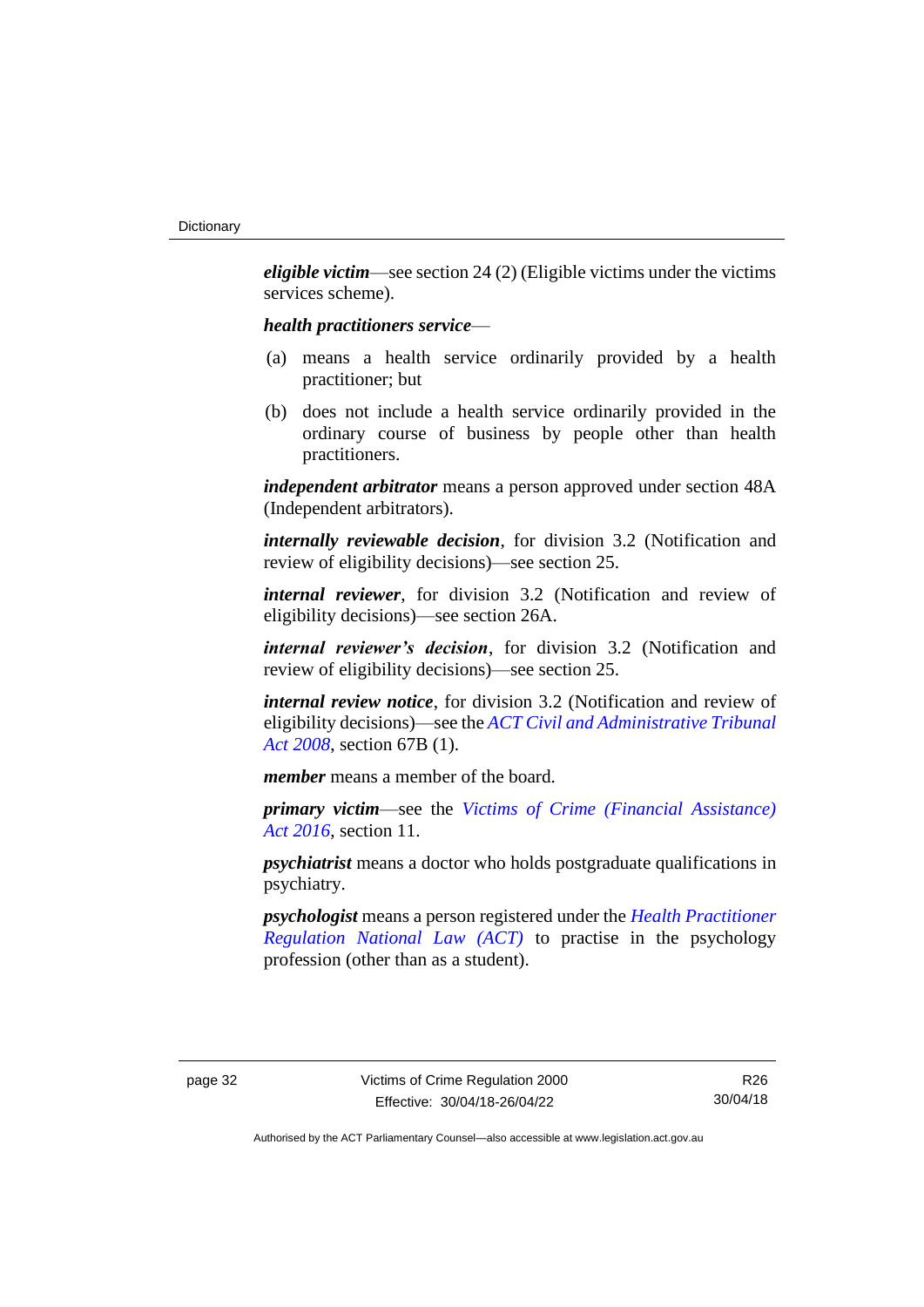***eligible victim***—see section 24 (2) (Eligible victims under the victims services scheme).

***health practitioners service***—

(a) means a health service ordinarily provided by a health practitioner; but

(b) does not include a health service ordinarily provided in the ordinary course of business by people other than health practitioners.

***independent arbitrator*** means a person approved under section 48A (Independent arbitrators).

***internally reviewable decision***, for division 3.2 (Notification and review of eligibility decisions)—see section 25.

***internal reviewer***, for division 3.2 (Notification and review of eligibility decisions)—see section 26A.

***internal reviewer's decision***, for division 3.2 (Notification and review of eligibility decisions)—see section 25.

***internal review notice***, for division 3.2 (Notification and review of eligibility decisions)—see the *ACT Civil and Administrative Tribunal Act 2008*, section 67B (1).

***member*** means a member of the board.

***primary victim***—see the *Victims of Crime (Financial Assistance) Act 2016*, section 11.

***psychiatrist*** means a doctor who holds postgraduate qualifications in psychiatry.

***psychologist*** means a person registered under the *Health Practitioner Regulation National Law (ACT)* to practise in the psychology profession (other than as a student).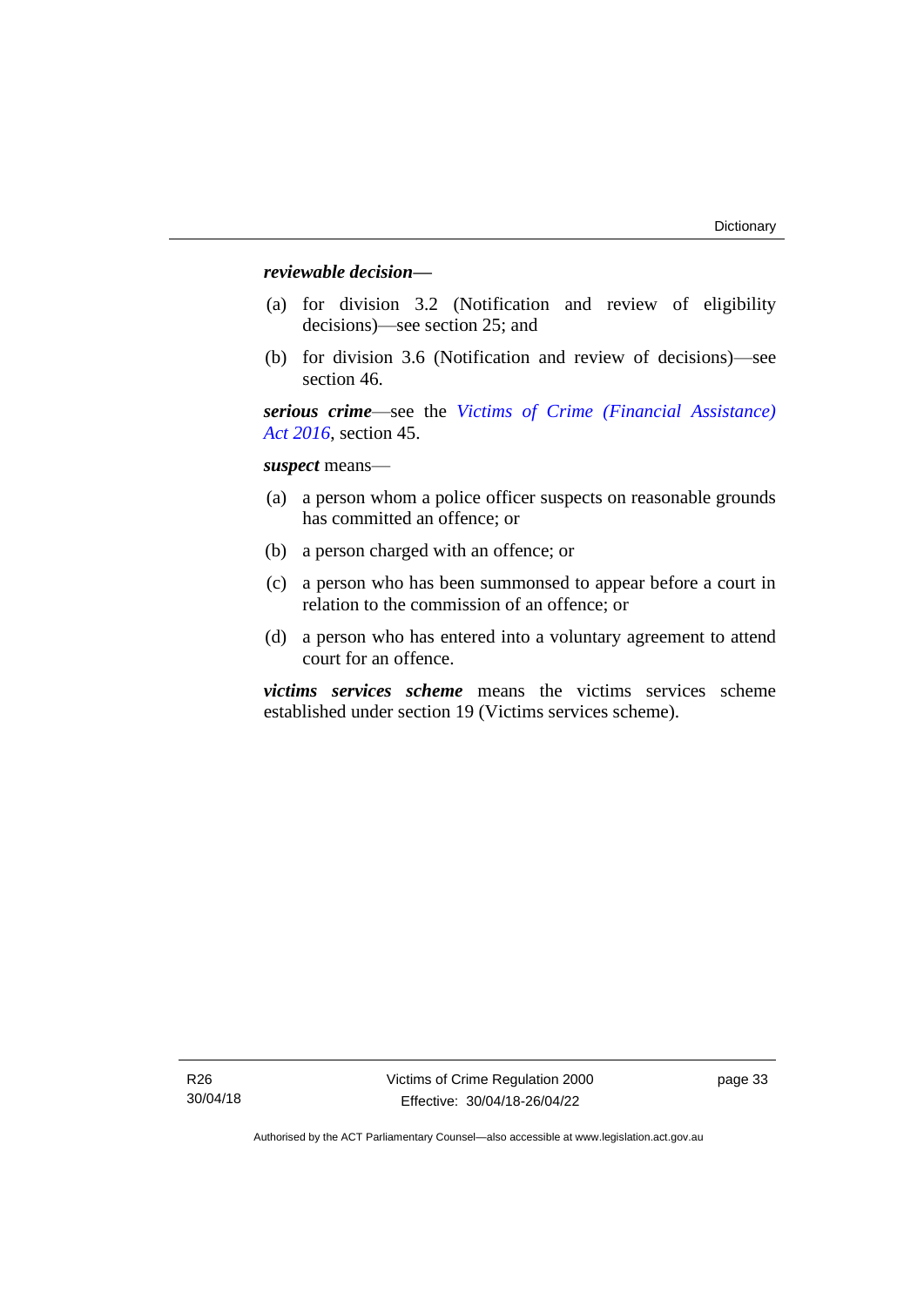***reviewable decision***—

(a) for division 3.2 (Notification and review of eligibility decisions)—see section 25; and

(b) for division 3.6 (Notification and review of decisions)—see section 46.

***serious crime***—see the *Victims of Crime (Financial Assistance) Act 2016*, section 45.

***suspect*** means—

(a) a person whom a police officer suspects on reasonable grounds has committed an offence; or

(b) a person charged with an offence; or

(c) a person who has been summonsed to appear before a court in relation to the commission of an offence; or

(d) a person who has entered into a voluntary agreement to attend court for an offence.

***victims services scheme*** means the victims services scheme established under section 19 (Victims services scheme).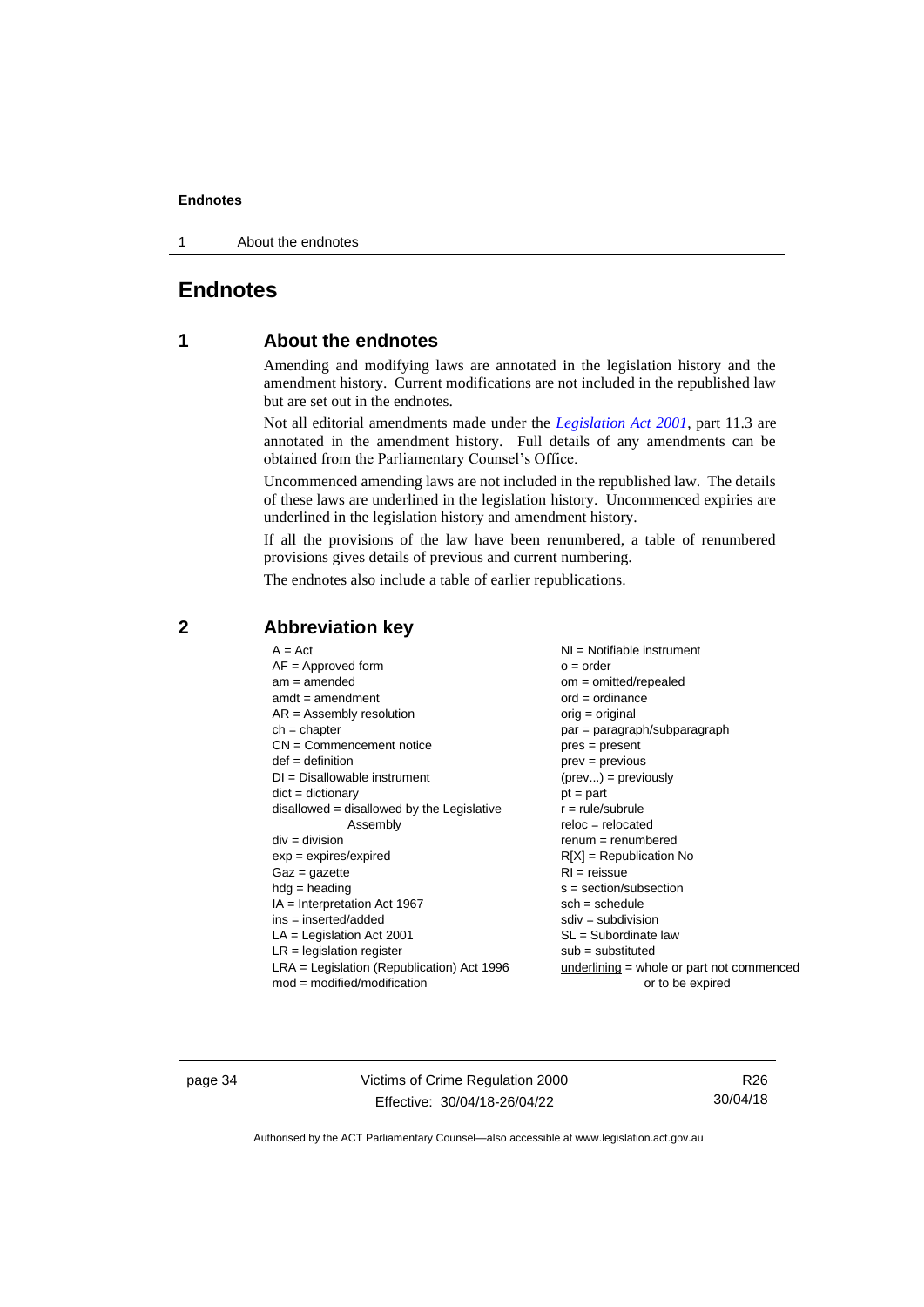# Endnotes

## 1 About the endnotes

Amending and modifying laws are annotated in the legislation history and the amendment history. Current modifications are not included in the republished law but are set out in the endnotes.

Not all editorial amendments made under the *Legislation Act 2001*, part 11.3 are annotated in the amendment history. Full details of any amendments can be obtained from the Parliamentary Counsel's Office.

Uncommenced amending laws are not included in the republished law. The details of these laws are underlined in the legislation history. Uncommenced expiries are underlined in the legislation history and amendment history.

If all the provisions of the law have been renumbered, a table of renumbered provisions gives details of previous and current numbering.

The endnotes also include a table of earlier republications.

## 2 Abbreviation key

A = Act
AF = Approved form
am = amended
amdt = amendment
AR = Assembly resolution
ch = chapter
CN = Commencement notice
def = definition
DI = Disallowable instrument
dict = dictionary
disallowed = disallowed by the Legislative Assembly
div = division
exp = expires/expired
Gaz = gazette
hdg = heading
IA = Interpretation Act 1967
ins = inserted/added
LA = Legislation Act 2001
LR = legislation register
LRA = Legislation (Republication) Act 1996
mod = modified/modification
NI = Notifiable instrument
o = order
om = omitted/repealed
ord = ordinance
orig = original
par = paragraph/subparagraph
pres = present
prev = previous
(prev...) = previously
pt = part
r = rule/subrule
reloc = relocated
renum = renumbered
R[X] = Republication No
RI = reissue
s = section/subsection
sch = schedule
sdiv = subdivision
SL = Subordinate law
sub = substituted
underlining = whole or part not commenced or to be expired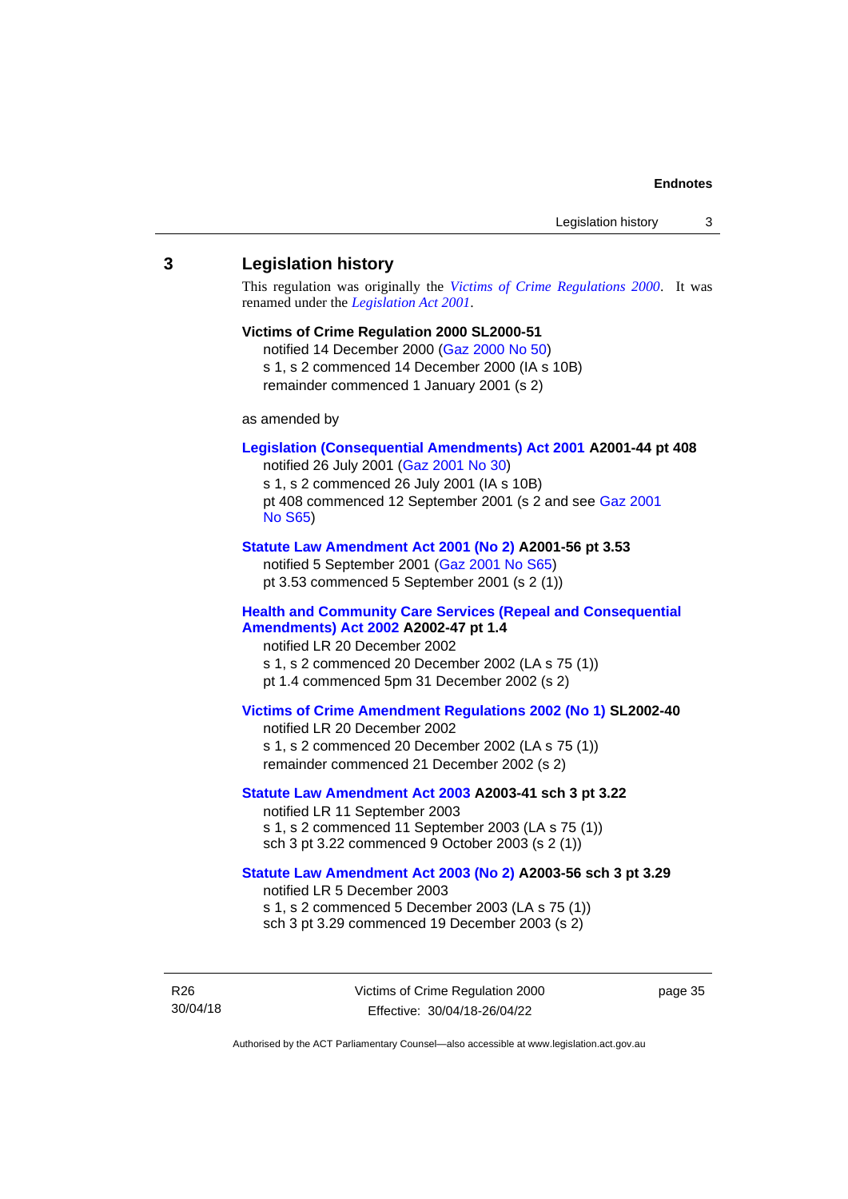## 3 Legislation history

This regulation was originally the *Victims of Crime Regulations 2000*. It was renamed under the *Legislation Act 2001*.

**Victims of Crime Regulation 2000 SL2000-51**
notified 14 December 2000 (Gaz 2000 No 50)
s 1, s 2 commenced 14 December 2000 (IA s 10B)
remainder commenced 1 January 2001 (s 2)

as amended by

**Legislation (Consequential Amendments) Act 2001 A2001-44 pt 408**
notified 26 July 2001 (Gaz 2001 No 30)
s 1, s 2 commenced 26 July 2001 (IA s 10B)
pt 408 commenced 12 September 2001 (s 2 and see Gaz 2001 No S65)

**Statute Law Amendment Act 2001 (No 2) A2001-56 pt 3.53**
notified 5 September 2001 (Gaz 2001 No S65)
pt 3.53 commenced 5 September 2001 (s 2 (1))

**Health and Community Care Services (Repeal and Consequential Amendments) Act 2002 A2002-47 pt 1.4**
notified LR 20 December 2002
s 1, s 2 commenced 20 December 2002 (LA s 75 (1))
pt 1.4 commenced 5pm 31 December 2002 (s 2)

**Victims of Crime Amendment Regulations 2002 (No 1) SL2002-40**
notified LR 20 December 2002
s 1, s 2 commenced 20 December 2002 (LA s 75 (1))
remainder commenced 21 December 2002 (s 2)

**Statute Law Amendment Act 2003 A2003-41 sch 3 pt 3.22**
notified LR 11 September 2003
s 1, s 2 commenced 11 September 2003 (LA s 75 (1))
sch 3 pt 3.22 commenced 9 October 2003 (s 2 (1))

**Statute Law Amendment Act 2003 (No 2) A2003-56 sch 3 pt 3.29**
notified LR 5 December 2003
s 1, s 2 commenced 5 December 2003 (LA s 75 (1))
sch 3 pt 3.29 commenced 19 December 2003 (s 2)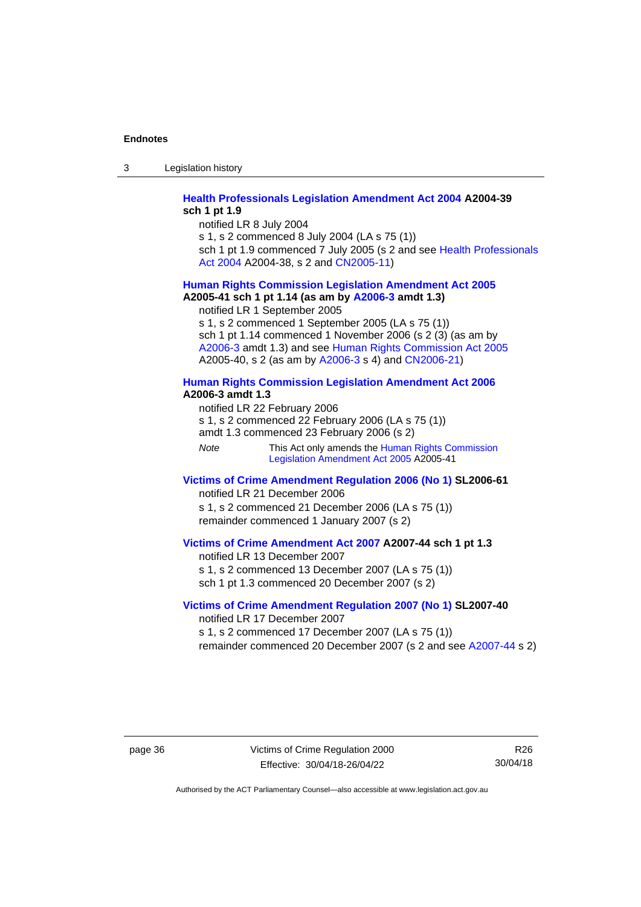**Health Professionals Legislation Amendment Act 2004 A2004-39 sch 1 pt 1.9**

notified LR 8 July 2004

s 1, s 2 commenced 8 July 2004 (LA s 75 (1))

sch 1 pt 1.9 commenced 7 July 2005 (s 2 and see Health Professionals Act 2004 A2004-38, s 2 and CN2005-11)

**Human Rights Commission Legislation Amendment Act 2005 A2005-41 sch 1 pt 1.14 (as am by A2006-3 amdt 1.3)**

notified LR 1 September 2005

s 1, s 2 commenced 1 September 2005 (LA s 75 (1))

sch 1 pt 1.14 commenced 1 November 2006 (s 2 (3) (as am by A2006-3 amdt 1.3) and see Human Rights Commission Act 2005 A2005-40, s 2 (as am by A2006-3 s 4) and CN2006-21)

**Human Rights Commission Legislation Amendment Act 2006 A2006-3 amdt 1.3**

notified LR 22 February 2006

s 1, s 2 commenced 22 February 2006 (LA s 75 (1))

amdt 1.3 commenced 23 February 2006 (s 2)

*Note* This Act only amends the Human Rights Commission Legislation Amendment Act 2005 A2005-41

**Victims of Crime Amendment Regulation 2006 (No 1) SL2006-61**

notified LR 21 December 2006

s 1, s 2 commenced 21 December 2006 (LA s 75 (1))

remainder commenced 1 January 2007 (s 2)

**Victims of Crime Amendment Act 2007 A2007-44 sch 1 pt 1.3**

notified LR 13 December 2007

s 1, s 2 commenced 13 December 2007 (LA s 75 (1))

sch 1 pt 1.3 commenced 20 December 2007 (s 2)

**Victims of Crime Amendment Regulation 2007 (No 1) SL2007-40**

notified LR 17 December 2007

s 1, s 2 commenced 17 December 2007 (LA s 75 (1))

remainder commenced 20 December 2007 (s 2 and see A2007-44 s 2)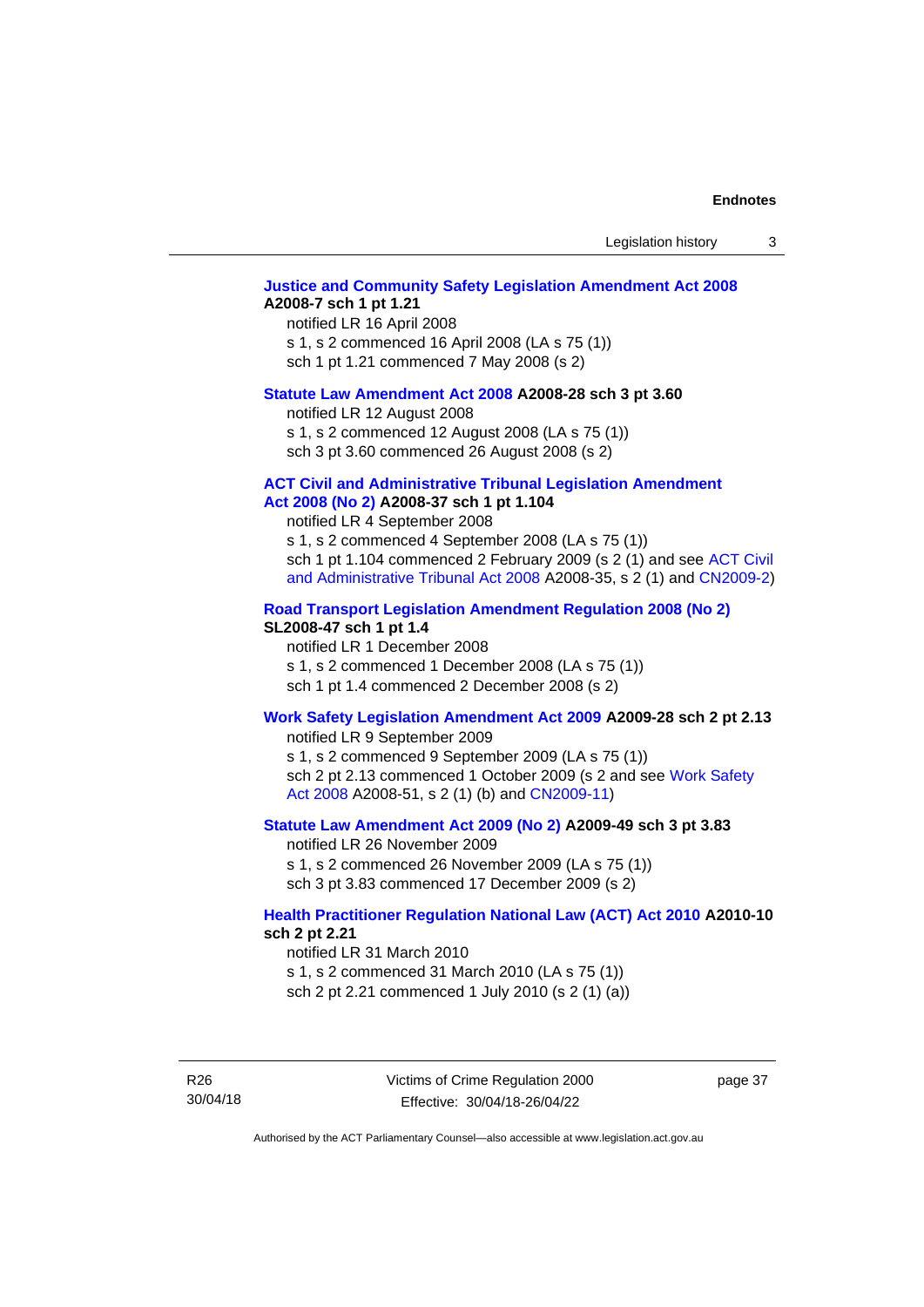**Justice and Community Safety Legislation Amendment Act 2008 A2008-7 sch 1 pt 1.21**

notified LR 16 April 2008

s 1, s 2 commenced 16 April 2008 (LA s 75 (1))

sch 1 pt 1.21 commenced 7 May 2008 (s 2)

**Statute Law Amendment Act 2008 A2008-28 sch 3 pt 3.60**

notified LR 12 August 2008

s 1, s 2 commenced 12 August 2008 (LA s 75 (1))

sch 3 pt 3.60 commenced 26 August 2008 (s 2)

**ACT Civil and Administrative Tribunal Legislation Amendment Act 2008 (No 2) A2008-37 sch 1 pt 1.104**

notified LR 4 September 2008

s 1, s 2 commenced 4 September 2008 (LA s 75 (1))

sch 1 pt 1.104 commenced 2 February 2009 (s 2 (1) and see ACT Civil and Administrative Tribunal Act 2008 A2008-35, s 2 (1) and CN2009-2)

**Road Transport Legislation Amendment Regulation 2008 (No 2) SL2008-47 sch 1 pt 1.4**

notified LR 1 December 2008

s 1, s 2 commenced 1 December 2008 (LA s 75 (1))

sch 1 pt 1.4 commenced 2 December 2008 (s 2)

**Work Safety Legislation Amendment Act 2009 A2009-28 sch 2 pt 2.13**

notified LR 9 September 2009

s 1, s 2 commenced 9 September 2009 (LA s 75 (1))

sch 2 pt 2.13 commenced 1 October 2009 (s 2 and see Work Safety Act 2008 A2008-51, s 2 (1) (b) and CN2009-11)

**Statute Law Amendment Act 2009 (No 2) A2009-49 sch 3 pt 3.83**

notified LR 26 November 2009

s 1, s 2 commenced 26 November 2009 (LA s 75 (1))

sch 3 pt 3.83 commenced 17 December 2009 (s 2)

**Health Practitioner Regulation National Law (ACT) Act 2010 A2010-10 sch 2 pt 2.21**

notified LR 31 March 2010

s 1, s 2 commenced 31 March 2010 (LA s 75 (1))

sch 2 pt 2.21 commenced 1 July 2010 (s 2 (1) (a))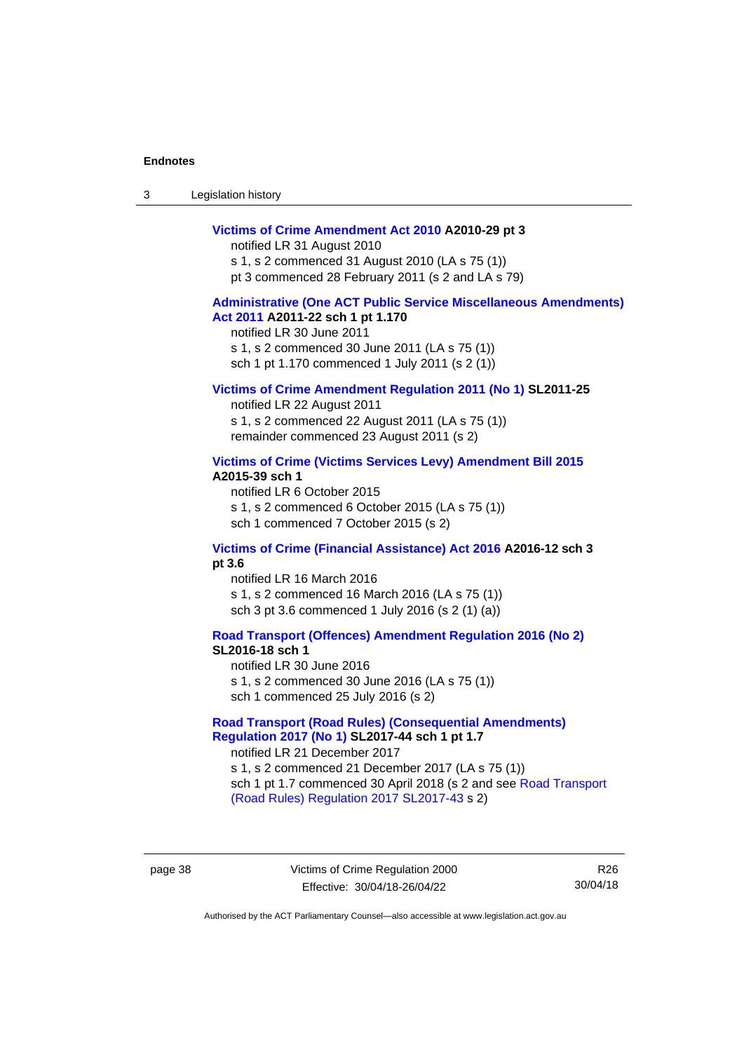**Victims of Crime Amendment Act 2010 A2010-29 pt 3**

notified LR 31 August 2010

s 1, s 2 commenced 31 August 2010 (LA s 75 (1))

pt 3 commenced 28 February 2011 (s 2 and LA s 79)

**Administrative (One ACT Public Service Miscellaneous Amendments) Act 2011 A2011-22 sch 1 pt 1.170**

notified LR 30 June 2011

s 1, s 2 commenced 30 June 2011 (LA s 75 (1))

sch 1 pt 1.170 commenced 1 July 2011 (s 2 (1))

**Victims of Crime Amendment Regulation 2011 (No 1) SL2011-25**

notified LR 22 August 2011

s 1, s 2 commenced 22 August 2011 (LA s 75 (1))

remainder commenced 23 August 2011 (s 2)

**Victims of Crime (Victims Services Levy) Amendment Bill 2015 A2015-39 sch 1**

notified LR 6 October 2015

s 1, s 2 commenced 6 October 2015 (LA s 75 (1))

sch 1 commenced 7 October 2015 (s 2)

**Victims of Crime (Financial Assistance) Act 2016 A2016-12 sch 3 pt 3.6**

notified LR 16 March 2016

s 1, s 2 commenced 16 March 2016 (LA s 75 (1))

sch 3 pt 3.6 commenced 1 July 2016 (s 2 (1) (a))

**Road Transport (Offences) Amendment Regulation 2016 (No 2) SL2016-18 sch 1**

notified LR 30 June 2016

s 1, s 2 commenced 30 June 2016 (LA s 75 (1))

sch 1 commenced 25 July 2016 (s 2)

**Road Transport (Road Rules) (Consequential Amendments) Regulation 2017 (No 1) SL2017-44 sch 1 pt 1.7**

notified LR 21 December 2017

s 1, s 2 commenced 21 December 2017 (LA s 75 (1))

sch 1 pt 1.7 commenced 30 April 2018 (s 2 and see Road Transport (Road Rules) Regulation 2017 SL2017-43 s 2)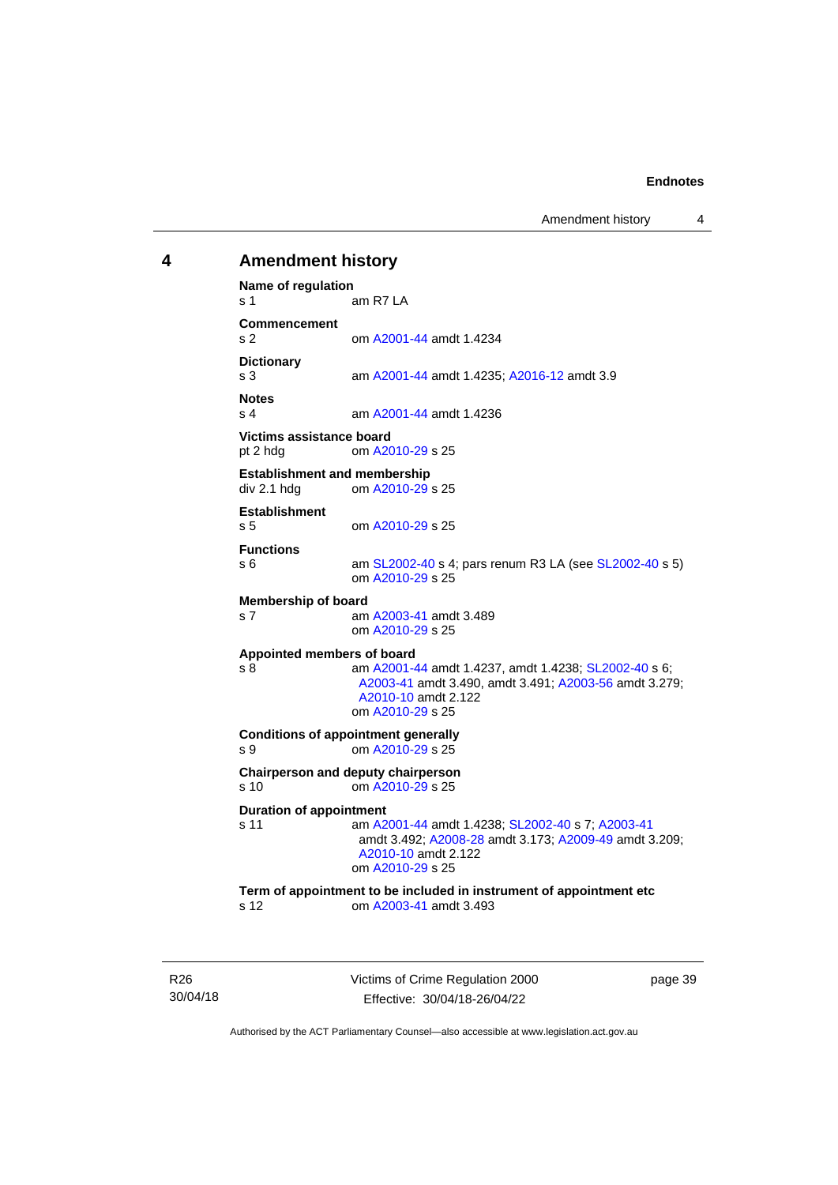## 4 Amendment history

**Name of regulation**
s 1 am R7 LA

**Commencement**
s 2 om A2001-44 amdt 1.4234

**Dictionary**
s 3 am A2001-44 amdt 1.4235; A2016-12 amdt 3.9

**Notes**
s 4 am A2001-44 amdt 1.4236

**Victims assistance board**
pt 2 hdg om A2010-29 s 25

**Establishment and membership**
div 2.1 hdg om A2010-29 s 25

**Establishment**
s 5 om A2010-29 s 25

**Functions**
s 6 am SL2002-40 s 4; pars renum R3 LA (see SL2002-40 s 5)
om A2010-29 s 25

**Membership of board**
s 7 am A2003-41 amdt 3.489
om A2010-29 s 25

**Appointed members of board**
s 8 am A2001-44 amdt 1.4237, amdt 1.4238; SL2002-40 s 6; A2003-41 amdt 3.490, amdt 3.491; A2003-56 amdt 3.279; A2010-10 amdt 2.122
om A2010-29 s 25

**Conditions of appointment generally**
s 9 om A2010-29 s 25

**Chairperson and deputy chairperson**
s 10 om A2010-29 s 25

**Duration of appointment**
s 11 am A2001-44 amdt 1.4238; SL2002-40 s 7; A2003-41 amdt 3.492; A2008-28 amdt 3.173; A2009-49 amdt 3.209; A2010-10 amdt 2.122
om A2010-29 s 25

**Term of appointment to be included in instrument of appointment etc**
s 12 om A2003-41 amdt 3.493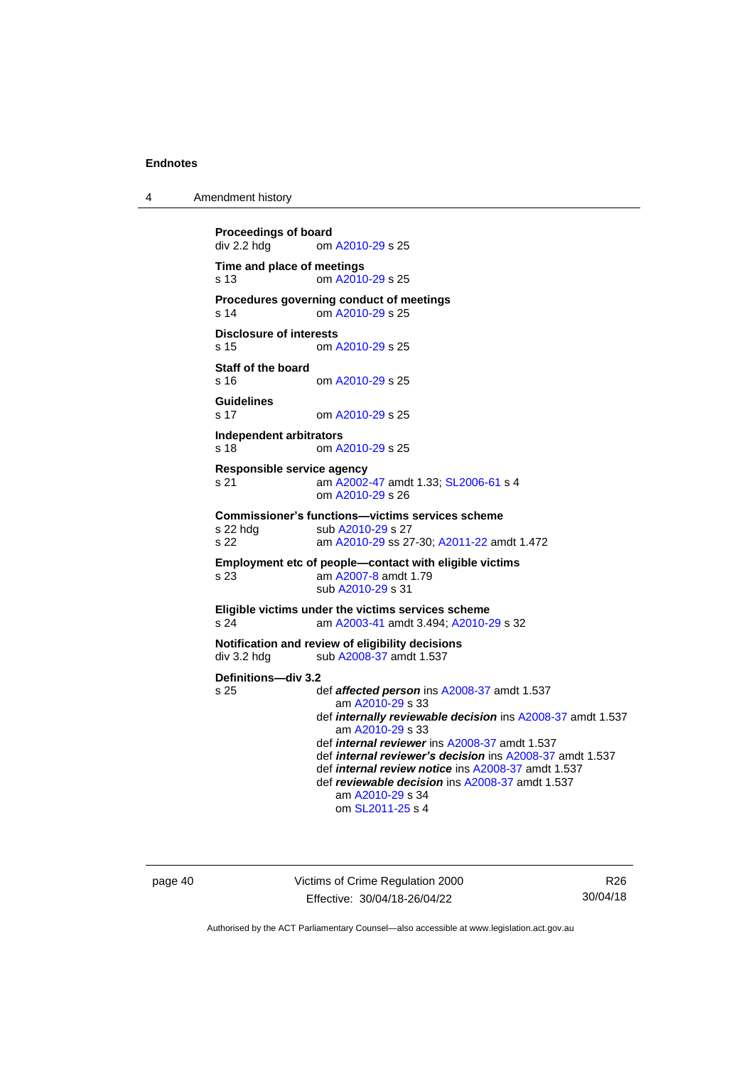**Proceedings of board**
div 2.2 hdg om A2010-29 s 25

**Time and place of meetings**
s 13 om A2010-29 s 25

**Procedures governing conduct of meetings**
s 14 om A2010-29 s 25

**Disclosure of interests**
s 15 om A2010-29 s 25

**Staff of the board**
s 16 om A2010-29 s 25

**Guidelines**
s 17 om A2010-29 s 25

**Independent arbitrators**
s 18 om A2010-29 s 25

**Responsible service agency**
s 21 am A2002-47 amdt 1.33; SL2006-61 s 4
om A2010-29 s 26

**Commissioner's functions—victims services scheme**
s 22 hdg sub A2010-29 s 27
s 22 am A2010-29 ss 27-30; A2011-22 amdt 1.472

**Employment etc of people—contact with eligible victims**
s 23 am A2007-8 amdt 1.79
sub A2010-29 s 31

**Eligible victims under the victims services scheme**
s 24 am A2003-41 amdt 3.494; A2010-29 s 32

**Notification and review of eligibility decisions**
div 3.2 hdg sub A2008-37 amdt 1.537

**Definitions—div 3.2**
s 25 def ***affected person*** ins A2008-37 amdt 1.537
am A2010-29 s 33
def ***internally reviewable decision*** ins A2008-37 amdt 1.537
am A2010-29 s 33
def ***internal reviewer*** ins A2008-37 amdt 1.537
def ***internal reviewer's decision*** ins A2008-37 amdt 1.537
def ***internal review notice*** ins A2008-37 amdt 1.537
def ***reviewable decision*** ins A2008-37 amdt 1.537
am A2010-29 s 34
om SL2011-25 s 4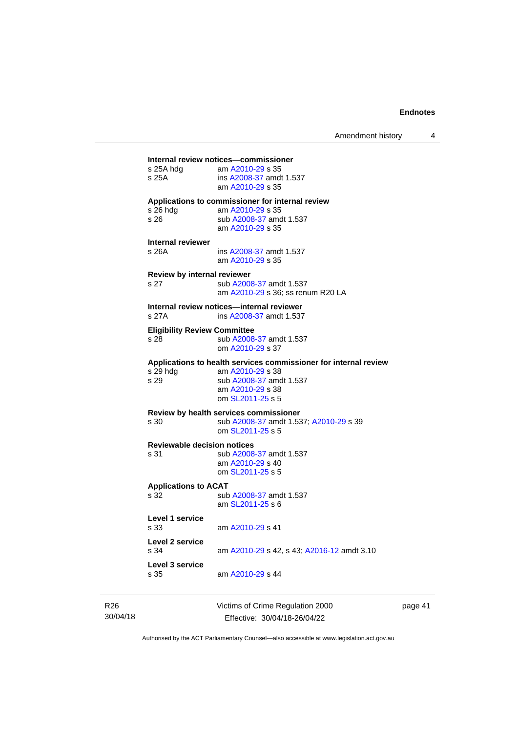**Internal review notices—commissioner**

s 25A hdg am A2010-29 s 35
s 25A ins A2008-37 amdt 1.537
am A2010-29 s 35

**Applications to commissioner for internal review**

s 26 hdg am A2010-29 s 35
s 26 sub A2008-37 amdt 1.537
am A2010-29 s 35

**Internal reviewer**

s 26A ins A2008-37 amdt 1.537
am A2010-29 s 35

**Review by internal reviewer**

s 27 sub A2008-37 amdt 1.537
am A2010-29 s 36; ss renum R20 LA

**Internal review notices—internal reviewer**

s 27A ins A2008-37 amdt 1.537

**Eligibility Review Committee**

s 28 sub A2008-37 amdt 1.537
om A2010-29 s 37

**Applications to health services commissioner for internal review**

s 29 hdg am A2010-29 s 38
s 29 sub A2008-37 amdt 1.537
am A2010-29 s 38
om SL2011-25 s 5

**Review by health services commissioner**

s 30 sub A2008-37 amdt 1.537; A2010-29 s 39
om SL2011-25 s 5

**Reviewable decision notices**

s 31 sub A2008-37 amdt 1.537
am A2010-29 s 40
om SL2011-25 s 5

**Applications to ACAT**

s 32 sub A2008-37 amdt 1.537
am SL2011-25 s 6

**Level 1 service**

s 33 am A2010-29 s 41

**Level 2 service**

s 34 am A2010-29 s 42, s 43; A2016-12 amdt 3.10

**Level 3 service**

s 35 am A2010-29 s 44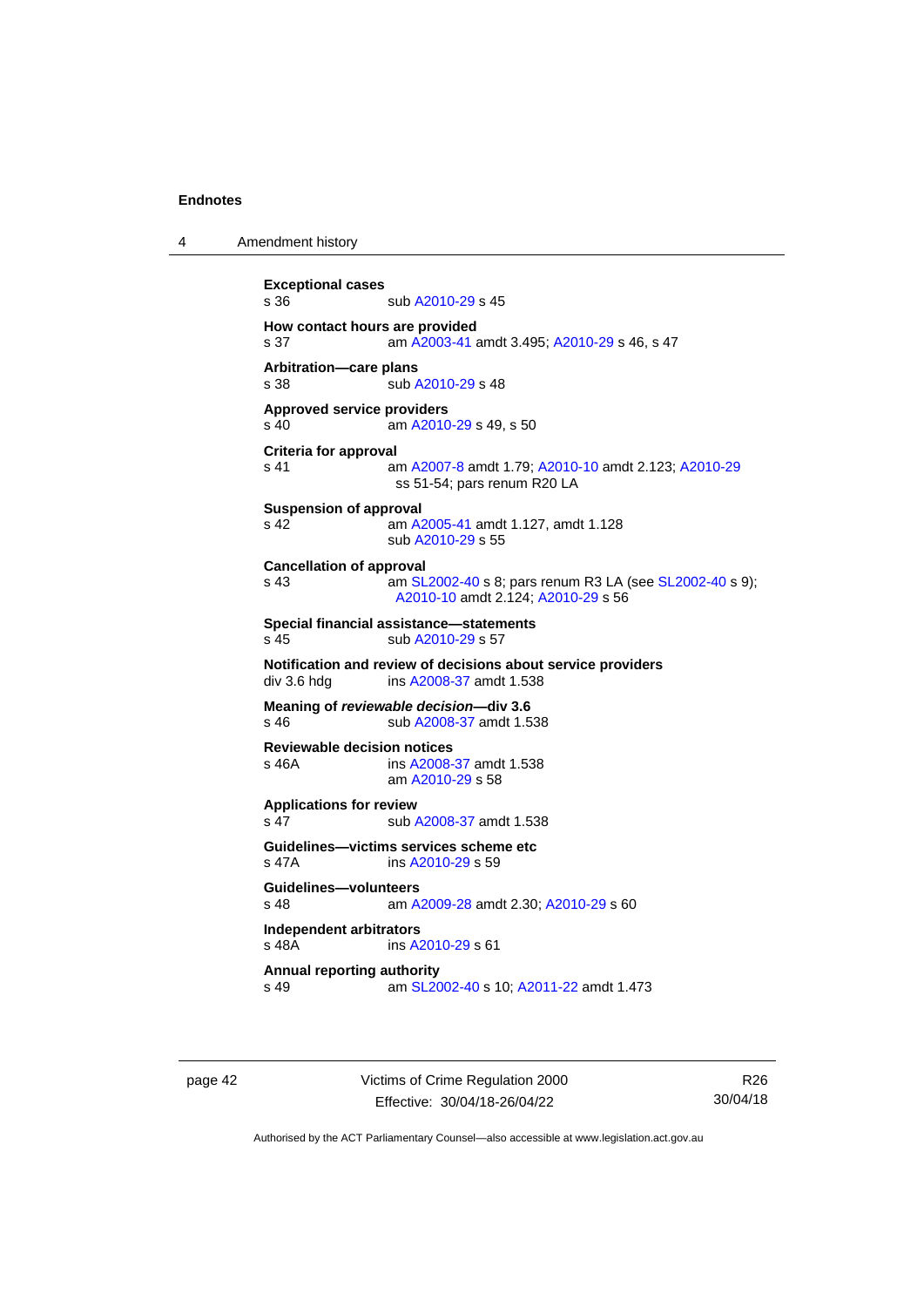**Exceptional cases**

s 36 sub A2010-29 s 45

**How contact hours are provided**

s 37 am A2003-41 amdt 3.495; A2010-29 s 46, s 47

**Arbitration—care plans**

s 38 sub A2010-29 s 48

**Approved service providers**

s 40 am A2010-29 s 49, s 50

**Criteria for approval**

s 41 am A2007-8 amdt 1.79; A2010-10 amdt 2.123; A2010-29 ss 51-54; pars renum R20 LA

**Suspension of approval**

s 42 am A2005-41 amdt 1.127, amdt 1.128
sub A2010-29 s 55

**Cancellation of approval**

s 43 am SL2002-40 s 8; pars renum R3 LA (see SL2002-40 s 9); A2010-10 amdt 2.124; A2010-29 s 56

**Special financial assistance—statements**

s 45 sub A2010-29 s 57

**Notification and review of decisions about service providers**

div 3.6 hdg ins A2008-37 amdt 1.538

**Meaning of *reviewable decision*—div 3.6**

s 46 sub A2008-37 amdt 1.538

**Reviewable decision notices**

s 46A ins A2008-37 amdt 1.538
am A2010-29 s 58

**Applications for review**

s 47 sub A2008-37 amdt 1.538

**Guidelines—victims services scheme etc**

s 47A ins A2010-29 s 59

**Guidelines—volunteers**

s 48 am A2009-28 amdt 2.30; A2010-29 s 60

**Independent arbitrators**

s 48A ins A2010-29 s 61

**Annual reporting authority**

s 49 am SL2002-40 s 10; A2011-22 amdt 1.473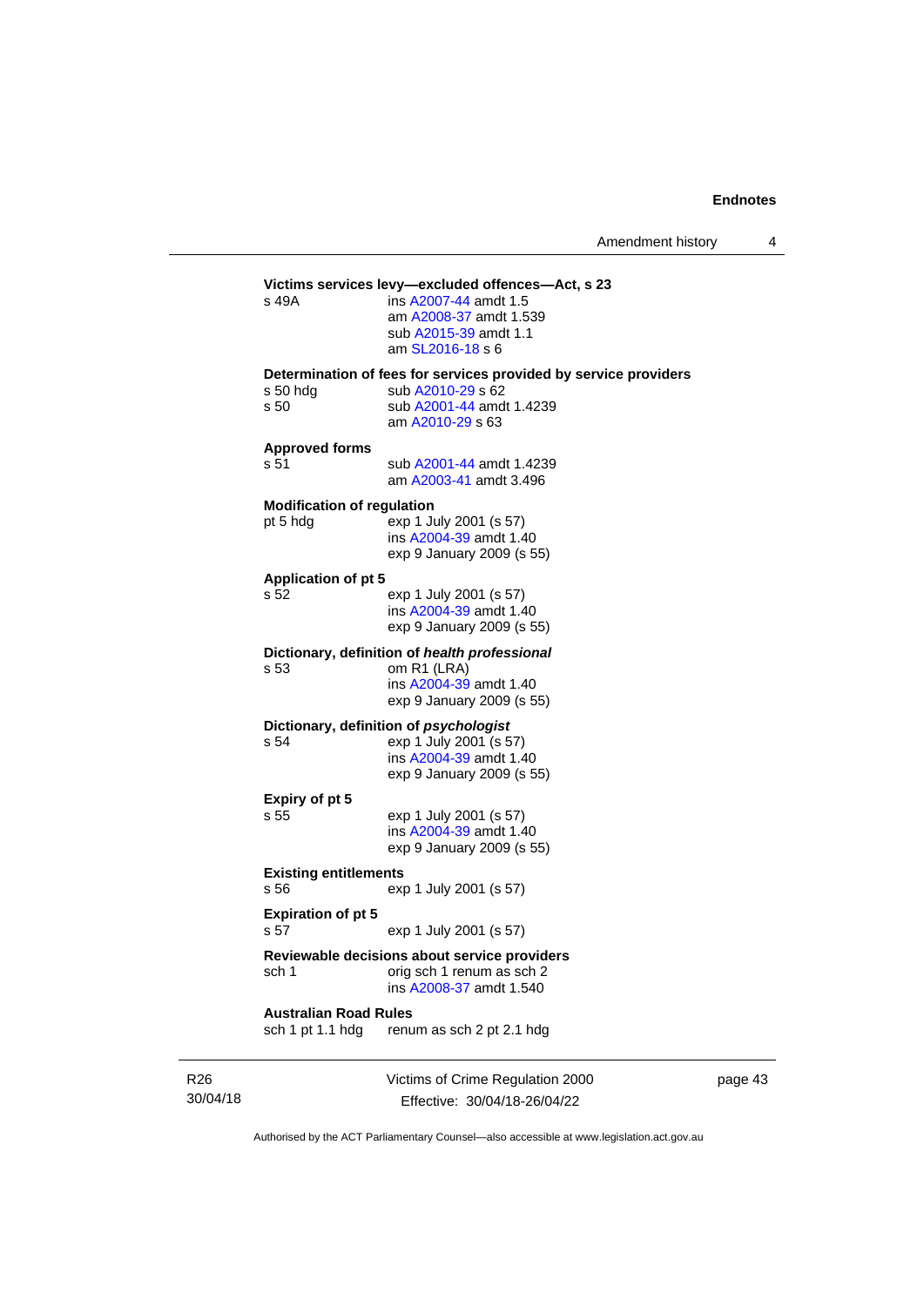**Victims services levy—excluded offences—Act, s 23**

s 49A ins A2007-44 amdt 1.5
am A2008-37 amdt 1.539
sub A2015-39 amdt 1.1
am SL2016-18 s 6

**Determination of fees for services provided by service providers**

s 50 hdg sub A2010-29 s 62
s 50 sub A2001-44 amdt 1.4239
am A2010-29 s 63

**Approved forms**

s 51 sub A2001-44 amdt 1.4239
am A2003-41 amdt 3.496

**Modification of regulation**

pt 5 hdg exp 1 July 2001 (s 57)
ins A2004-39 amdt 1.40
exp 9 January 2009 (s 55)

**Application of pt 5**

s 52 exp 1 July 2001 (s 57)
ins A2004-39 amdt 1.40
exp 9 January 2009 (s 55)

**Dictionary, definition of *health professional***

s 53 om R1 (LRA)
ins A2004-39 amdt 1.40
exp 9 January 2009 (s 55)

**Dictionary, definition of *psychologist***

s 54 exp 1 July 2001 (s 57)
ins A2004-39 amdt 1.40
exp 9 January 2009 (s 55)

**Expiry of pt 5**

s 55 exp 1 July 2001 (s 57)
ins A2004-39 amdt 1.40
exp 9 January 2009 (s 55)

**Existing entitlements**

s 56 exp 1 July 2001 (s 57)

**Expiration of pt 5**

s 57 exp 1 July 2001 (s 57)

**Reviewable decisions about service providers**

sch 1 orig sch 1 renum as sch 2
ins A2008-37 amdt 1.540

**Australian Road Rules**

sch 1 pt 1.1 hdg renum as sch 2 pt 2.1 hdg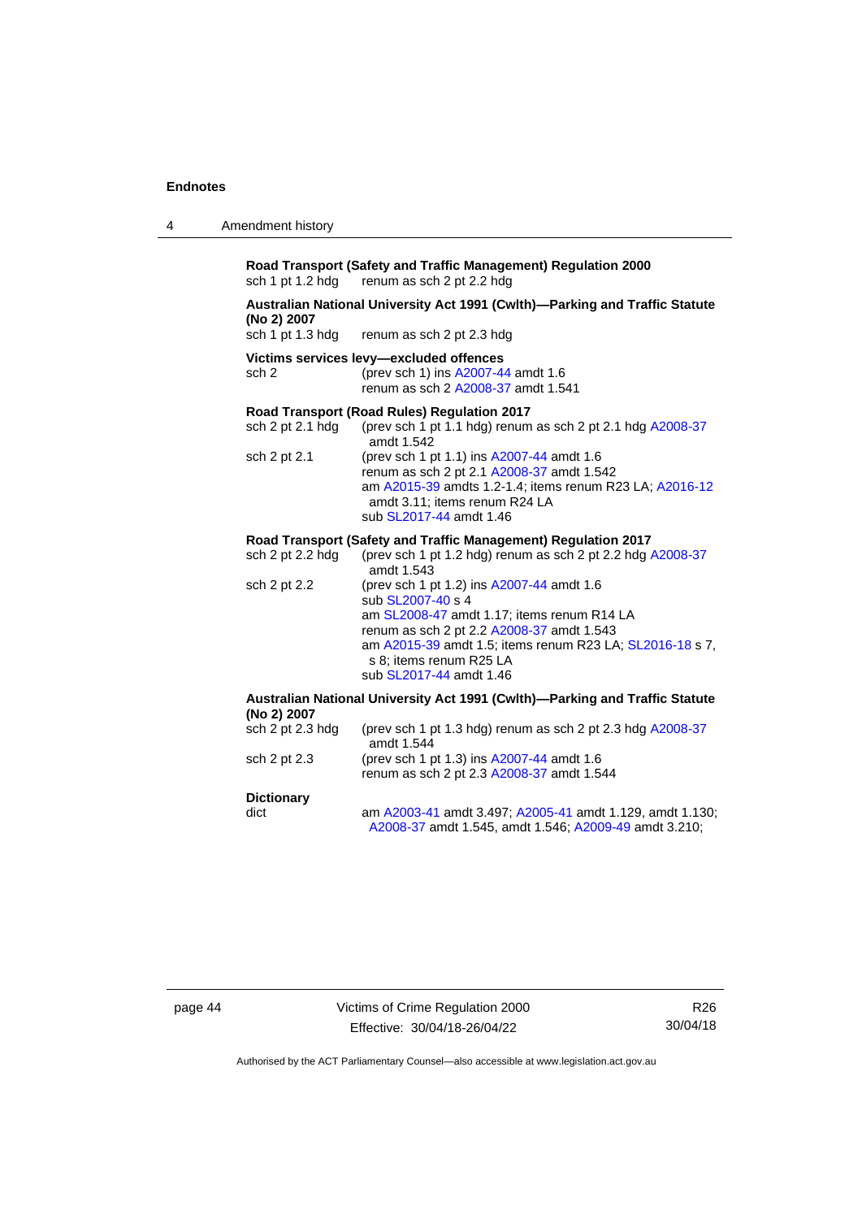**Road Transport (Safety and Traffic Management) Regulation 2000**

sch 1 pt 1.2 hdg — renum as sch 2 pt 2.2 hdg

**Australian National University Act 1991 (Cwlth)—Parking and Traffic Statute (No 2) 2007**

sch 1 pt 1.3 hdg — renum as sch 2 pt 2.3 hdg

**Victims services levy—excluded offences**

sch 2 — (prev sch 1) ins A2007-44 amdt 1.6
renum as sch 2 A2008-37 amdt 1.541

**Road Transport (Road Rules) Regulation 2017**

sch 2 pt 2.1 hdg — (prev sch 1 pt 1.1 hdg) renum as sch 2 pt 2.1 hdg A2008-37 amdt 1.542

sch 2 pt 2.1 — (prev sch 1 pt 1.1) ins A2007-44 amdt 1.6
renum as sch 2 pt 2.1 A2008-37 amdt 1.542
am A2015-39 amdts 1.2-1.4; items renum R23 LA; A2016-12 amdt 3.11; items renum R24 LA
sub SL2017-44 amdt 1.46

**Road Transport (Safety and Traffic Management) Regulation 2017**

sch 2 pt 2.2 hdg — (prev sch 1 pt 1.2 hdg) renum as sch 2 pt 2.2 hdg A2008-37 amdt 1.543

sch 2 pt 2.2 — (prev sch 1 pt 1.2) ins A2007-44 amdt 1.6
sub SL2007-40 s 4
am SL2008-47 amdt 1.17; items renum R14 LA
renum as sch 2 pt 2.2 A2008-37 amdt 1.543
am A2015-39 amdt 1.5; items renum R23 LA; SL2016-18 s 7, s 8; items renum R25 LA
sub SL2017-44 amdt 1.46

**Australian National University Act 1991 (Cwlth)—Parking and Traffic Statute (No 2) 2007**

sch 2 pt 2.3 hdg — (prev sch 1 pt 1.3 hdg) renum as sch 2 pt 2.3 hdg A2008-37 amdt 1.544

sch 2 pt 2.3 — (prev sch 1 pt 1.3) ins A2007-44 amdt 1.6
renum as sch 2 pt 2.3 A2008-37 amdt 1.544

**Dictionary**

dict — am A2003-41 amdt 3.497; A2005-41 amdt 1.129, amdt 1.130; A2008-37 amdt 1.545, amdt 1.546; A2009-49 amdt 3.210;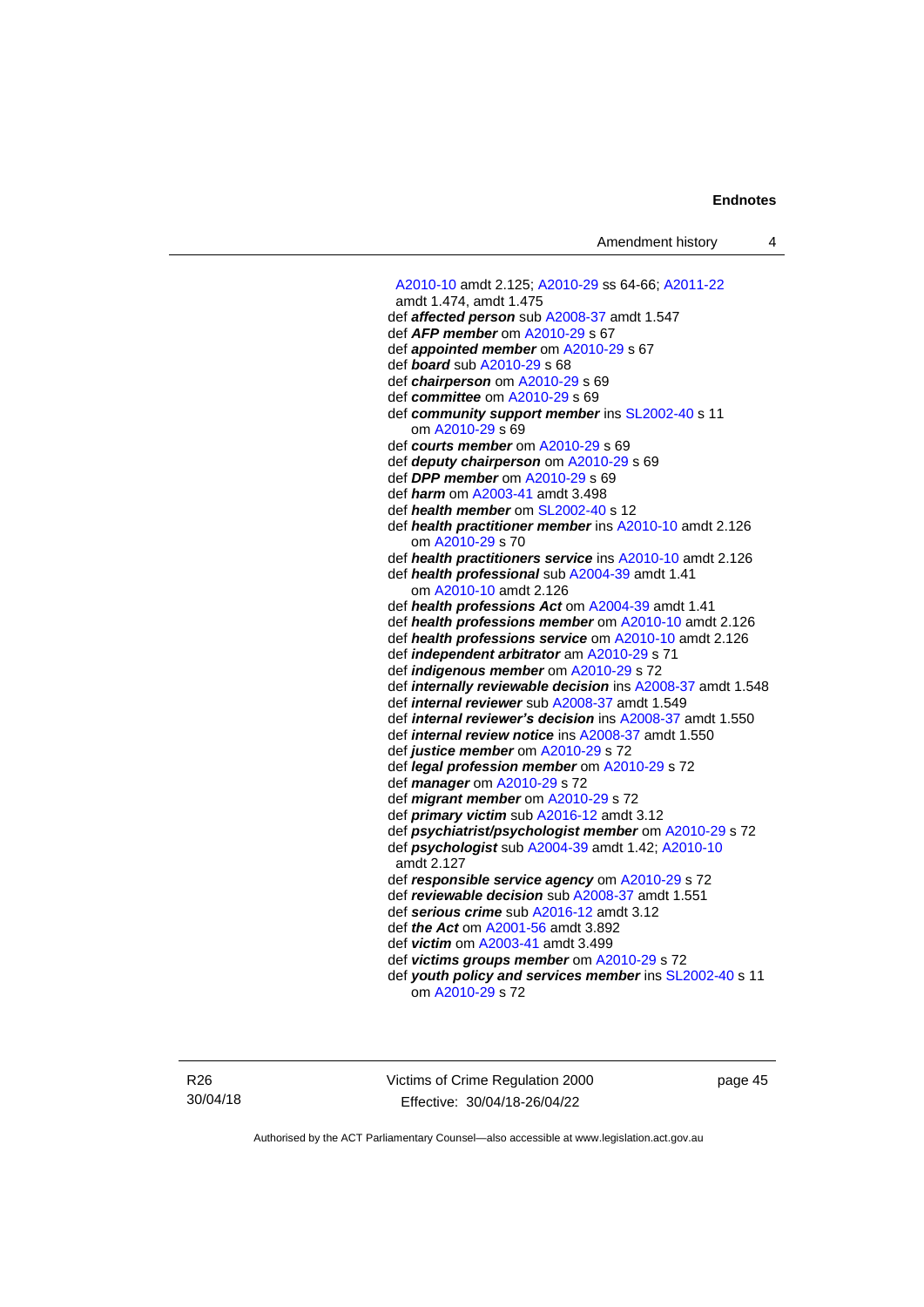A2010-10 amdt 2.125; A2010-29 ss 64-66; A2011-22 amdt 1.474, amdt 1.475

def ***affected person*** sub A2008-37 amdt 1.547

def ***AFP member*** om A2010-29 s 67

def ***appointed member*** om A2010-29 s 67

def ***board*** sub A2010-29 s 68

def ***chairperson*** om A2010-29 s 69

def ***committee*** om A2010-29 s 69

def ***community support member*** ins SL2002-40 s 11
  om A2010-29 s 69

def ***courts member*** om A2010-29 s 69

def ***deputy chairperson*** om A2010-29 s 69

def ***DPP member*** om A2010-29 s 69

def ***harm*** om A2003-41 amdt 3.498

def ***health member*** om SL2002-40 s 12

def ***health practitioner member*** ins A2010-10 amdt 2.126
  om A2010-29 s 70

def ***health practitioners service*** ins A2010-10 amdt 2.126

def ***health professional*** sub A2004-39 amdt 1.41
  om A2010-10 amdt 2.126

def ***health professions Act*** om A2004-39 amdt 1.41

def ***health professions member*** om A2010-10 amdt 2.126

def ***health professions service*** om A2010-10 amdt 2.126

def ***independent arbitrator*** am A2010-29 s 71

def ***indigenous member*** om A2010-29 s 72

def ***internally reviewable decision*** ins A2008-37 amdt 1.548

def ***internal reviewer*** sub A2008-37 amdt 1.549

def ***internal reviewer's decision*** ins A2008-37 amdt 1.550

def ***internal review notice*** ins A2008-37 amdt 1.550

def ***justice member*** om A2010-29 s 72

def ***legal profession member*** om A2010-29 s 72

def ***manager*** om A2010-29 s 72

def ***migrant member*** om A2010-29 s 72

def ***primary victim*** sub A2016-12 amdt 3.12

def ***psychiatrist/psychologist member*** om A2010-29 s 72

def ***psychologist*** sub A2004-39 amdt 1.42; A2010-10 amdt 2.127

def ***responsible service agency*** om A2010-29 s 72

def ***reviewable decision*** sub A2008-37 amdt 1.551

def ***serious crime*** sub A2016-12 amdt 3.12

def ***the Act*** om A2001-56 amdt 3.892

def ***victim*** om A2003-41 amdt 3.499

def ***victims groups member*** om A2010-29 s 72

def ***youth policy and services member*** ins SL2002-40 s 11
  om A2010-29 s 72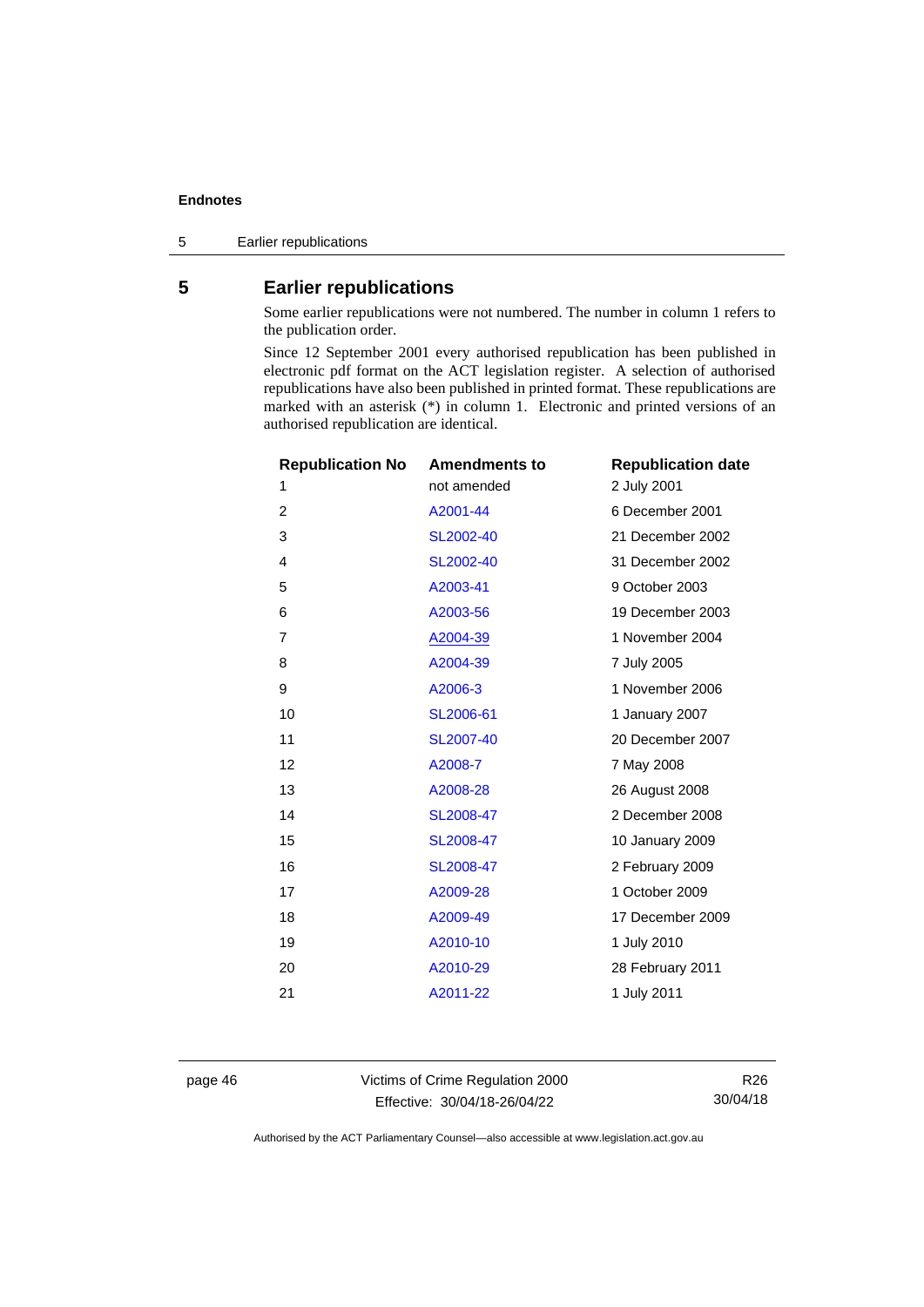## 5 Earlier republications

Some earlier republications were not numbered. The number in column 1 refers to the publication order.

Since 12 September 2001 every authorised republication has been published in electronic pdf format on the ACT legislation register. A selection of authorised republications have also been published in printed format. These republications are marked with an asterisk (*) in column 1. Electronic and printed versions of an authorised republication are identical.

| Republication No | Amendments to | Republication date |
|---|---|---|
| 1 | not amended | 2 July 2001 |
| 2 | A2001-44 | 6 December 2001 |
| 3 | SL2002-40 | 21 December 2002 |
| 4 | SL2002-40 | 31 December 2002 |
| 5 | A2003-41 | 9 October 2003 |
| 6 | A2003-56 | 19 December 2003 |
| 7 | A2004-39 | 1 November 2004 |
| 8 | A2004-39 | 7 July 2005 |
| 9 | A2006-3 | 1 November 2006 |
| 10 | SL2006-61 | 1 January 2007 |
| 11 | SL2007-40 | 20 December 2007 |
| 12 | A2008-7 | 7 May 2008 |
| 13 | A2008-28 | 26 August 2008 |
| 14 | SL2008-47 | 2 December 2008 |
| 15 | SL2008-47 | 10 January 2009 |
| 16 | SL2008-47 | 2 February 2009 |
| 17 | A2009-28 | 1 October 2009 |
| 18 | A2009-49 | 17 December 2009 |
| 19 | A2010-10 | 1 July 2010 |
| 20 | A2010-29 | 28 February 2011 |
| 21 | A2011-22 | 1 July 2011 |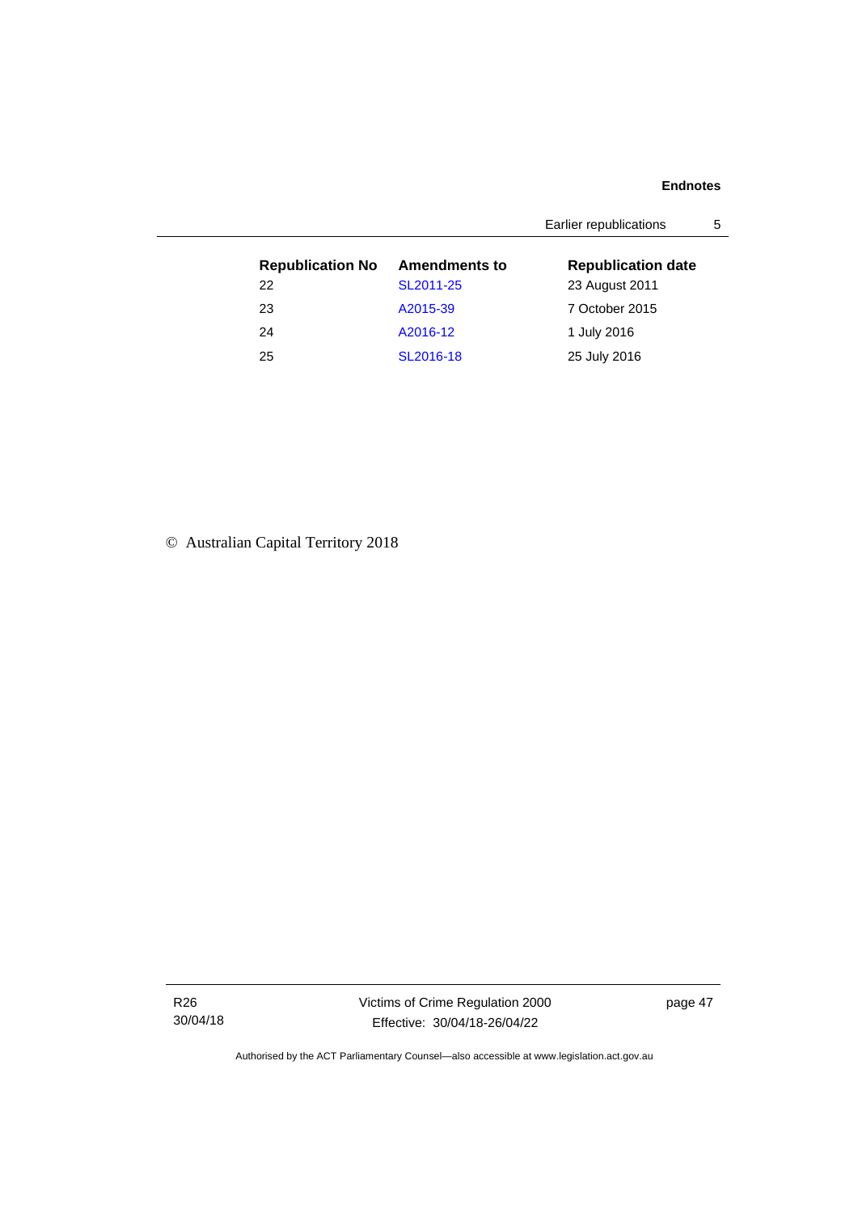| Republication No | Amendments to | Republication date |
|---|---|---|
| 22 | SL2011-25 | 23 August 2011 |
| 23 | A2015-39 | 7 October 2015 |
| 24 | A2016-12 | 1 July 2016 |
| 25 | SL2016-18 | 25 July 2016 |

© Australian Capital Territory 2018